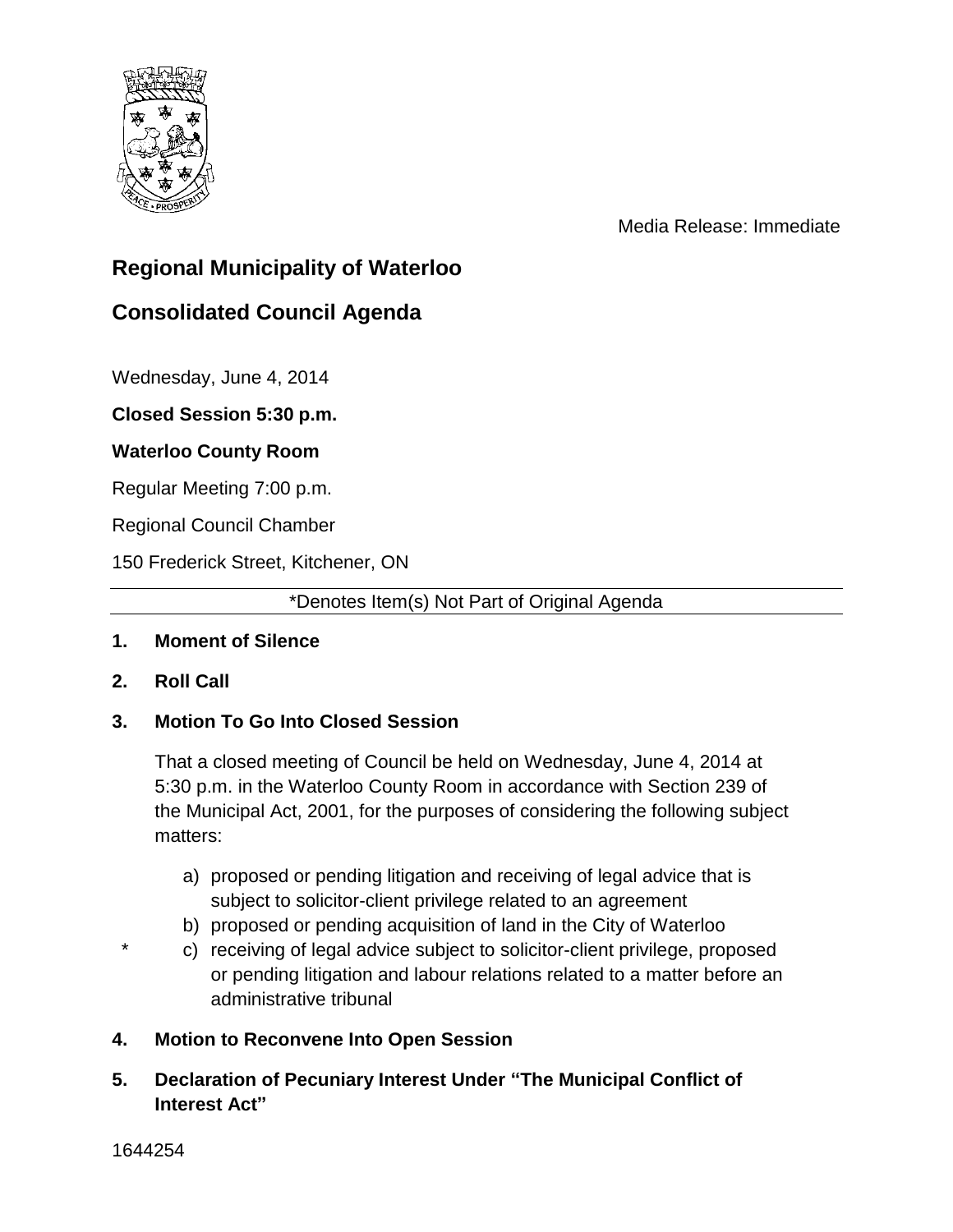Media Release: Immediate

# Regional Municipality of Waterloo

# Consolidated Council Agenda

Wednesday, June 4, 2014

**Closed Session 5:30 p.m.**

**Waterloo County Room**

Regular Meeting 7:00 p.m.

Regional Council Chamber

150 Frederick Street, Kitchener, ON

*Denotes Item(s) Not Part of Original Agenda

**1. Moment of Silence**

**2. Roll Call**

**3. Motion To Go Into Closed Session**

That a closed meeting of Council be held on Wednesday, June 4, 2014 at 5:30 p.m. in the Waterloo County Room in accordance with Section 239 of the Municipal Act, 2001, for the purposes of considering the following subject matters:

a) proposed or pending litigation and receiving of legal advice that is subject to solicitor-client privilege related to an agreement

b) proposed or pending acquisition of land in the City of Waterloo

\* c) receiving of legal advice subject to solicitor-client privilege, proposed or pending litigation and labour relations related to a matter before an administrative tribunal

**4. Motion to Reconvene Into Open Session**

**5. Declaration of Pecuniary Interest Under "The Municipal Conflict of Interest Act"**

1644254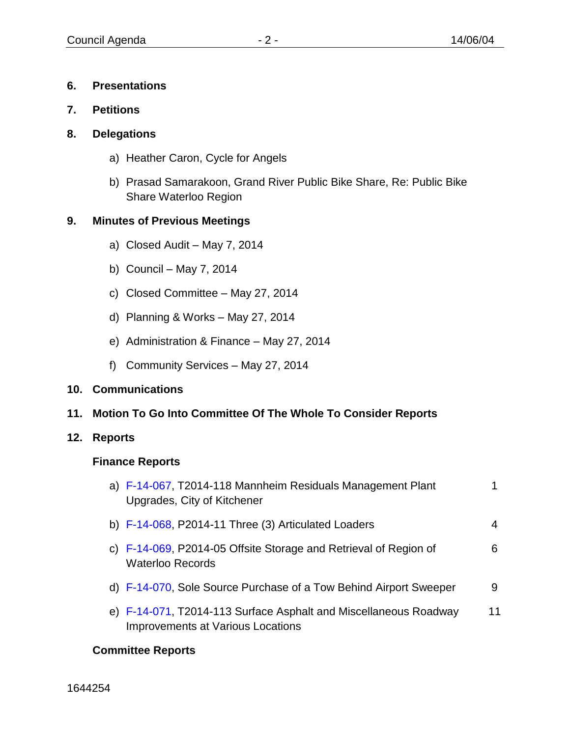**6. Presentations**

**7. Petitions**

**8. Delegations**

a) Heather Caron, Cycle for Angels

b) Prasad Samarakoon, Grand River Public Bike Share, Re: Public Bike Share Waterloo Region

**9. Minutes of Previous Meetings**

a) Closed Audit – May 7, 2014

b) Council – May 7, 2014

c) Closed Committee – May 27, 2014

d) Planning & Works – May 27, 2014

e) Administration & Finance – May 27, 2014

f) Community Services – May 27, 2014

**10. Communications**

**11. Motion To Go Into Committee Of The Whole To Consider Reports**

**12. Reports**

**Finance Reports**

a) F-14-067, T2014-118 Mannheim Residuals Management Plant Upgrades, City of Kitchener — 1

b) F-14-068, P2014-11 Three (3) Articulated Loaders — 4

c) F-14-069, P2014-05 Offsite Storage and Retrieval of Region of Waterloo Records — 6

d) F-14-070, Sole Source Purchase of a Tow Behind Airport Sweeper — 9

e) F-14-071, T2014-113 Surface Asphalt and Miscellaneous Roadway Improvements at Various Locations — 11

**Committee Reports**

1644254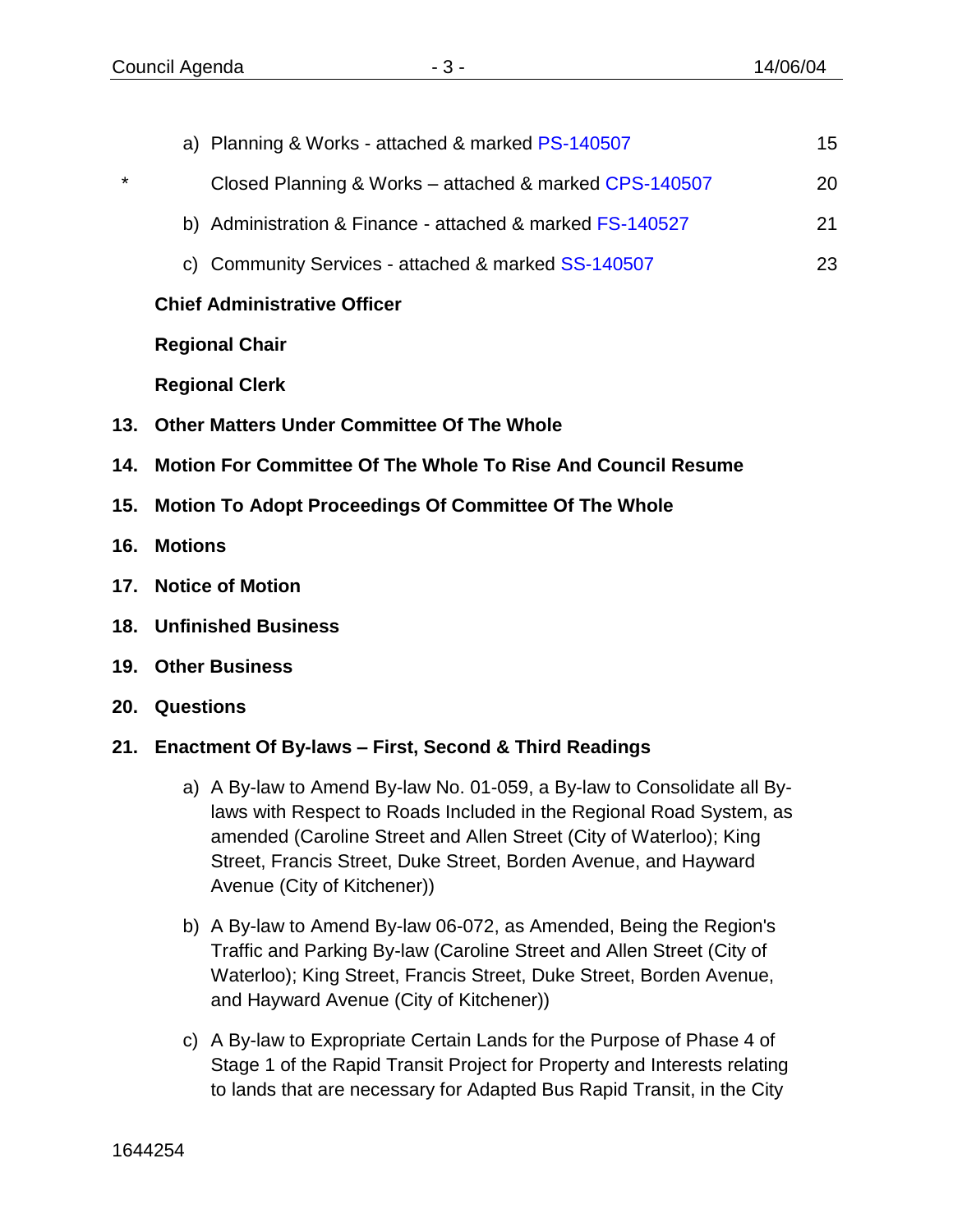a) Planning & Works - attached & marked PS-140507 15

\* Closed Planning & Works – attached & marked CPS-140507 20

b) Administration & Finance - attached & marked FS-140527 21

c) Community Services - attached & marked SS-140507 23

**Chief Administrative Officer**

**Regional Chair**

**Regional Clerk**

**13. Other Matters Under Committee Of The Whole**

**14. Motion For Committee Of The Whole To Rise And Council Resume**

**15. Motion To Adopt Proceedings Of Committee Of The Whole**

**16. Motions**

**17. Notice of Motion**

**18. Unfinished Business**

**19. Other Business**

**20. Questions**

**21. Enactment Of By-laws – First, Second & Third Readings**

a) A By-law to Amend By-law No. 01-059, a By-law to Consolidate all By-laws with Respect to Roads Included in the Regional Road System, as amended (Caroline Street and Allen Street (City of Waterloo); King Street, Francis Street, Duke Street, Borden Avenue, and Hayward Avenue (City of Kitchener))

b) A By-law to Amend By-law 06-072, as Amended, Being the Region's Traffic and Parking By-law (Caroline Street and Allen Street (City of Waterloo); King Street, Francis Street, Duke Street, Borden Avenue, and Hayward Avenue (City of Kitchener))

c) A By-law to Expropriate Certain Lands for the Purpose of Phase 4 of Stage 1 of the Rapid Transit Project for Property and Interests relating to lands that are necessary for Adapted Bus Rapid Transit, in the City

1644254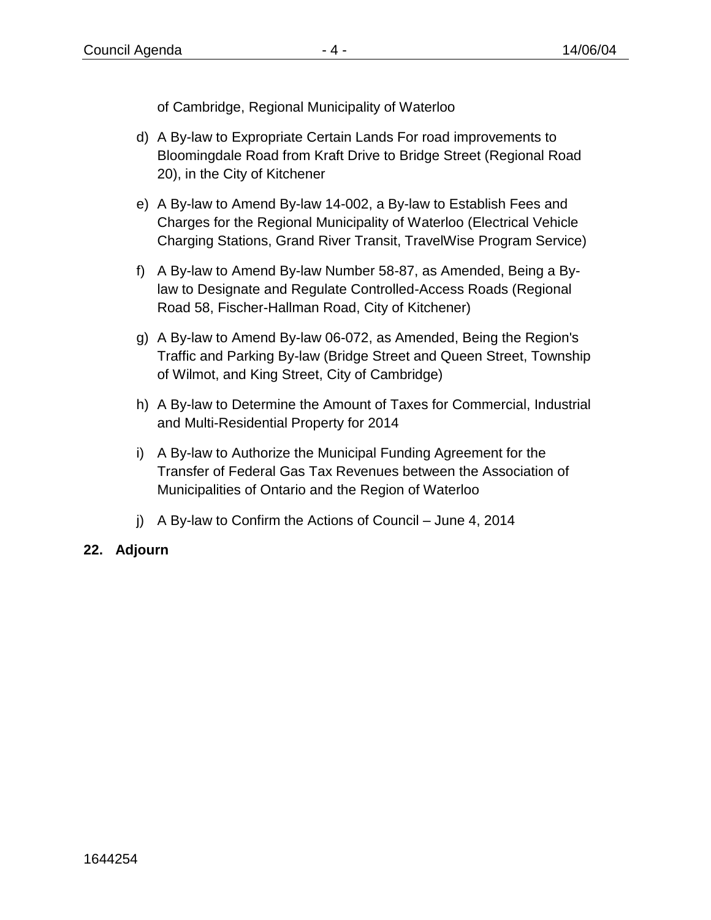of Cambridge, Regional Municipality of Waterloo

d) A By-law to Expropriate Certain Lands For road improvements to Bloomingdale Road from Kraft Drive to Bridge Street (Regional Road 20), in the City of Kitchener

e) A By-law to Amend By-law 14-002, a By-law to Establish Fees and Charges for the Regional Municipality of Waterloo (Electrical Vehicle Charging Stations, Grand River Transit, TravelWise Program Service)

f) A By-law to Amend By-law Number 58-87, as Amended, Being a By-law to Designate and Regulate Controlled-Access Roads (Regional Road 58, Fischer-Hallman Road, City of Kitchener)

g) A By-law to Amend By-law 06-072, as Amended, Being the Region's Traffic and Parking By-law (Bridge Street and Queen Street, Township of Wilmot, and King Street, City of Cambridge)

h) A By-law to Determine the Amount of Taxes for Commercial, Industrial and Multi-Residential Property for 2014

i) A By-law to Authorize the Municipal Funding Agreement for the Transfer of Federal Gas Tax Revenues between the Association of Municipalities of Ontario and the Region of Waterloo

j) A By-law to Confirm the Actions of Council – June 4, 2014

**22. Adjourn**

1644254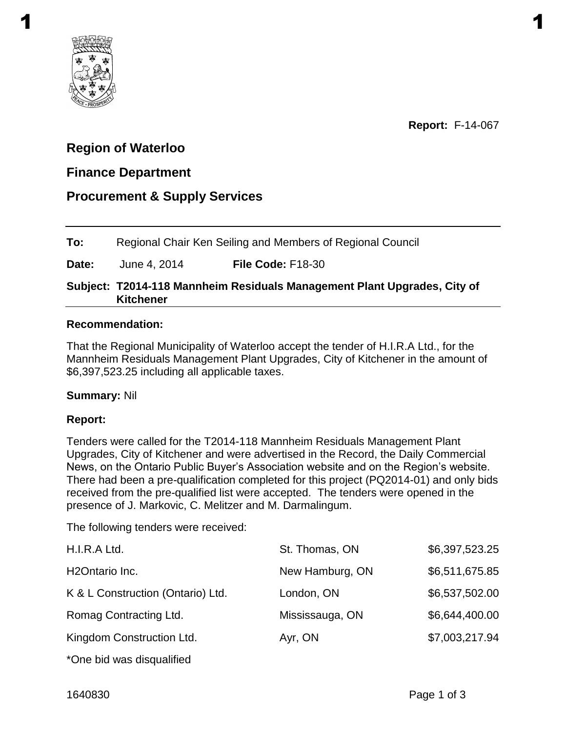**Report:** F-14-067

## Region of Waterloo

## Finance Department

## Procurement & Supply Services

**To:** Regional Chair Ken Seiling and Members of Regional Council

**Date:** June 4, 2014 **File Code:** F18-30

**Subject: T2014-118 Mannheim Residuals Management Plant Upgrades, City of Kitchener**

**Recommendation:**

That the Regional Municipality of Waterloo accept the tender of H.I.R.A Ltd., for the Mannheim Residuals Management Plant Upgrades, City of Kitchener in the amount of $6,397,523.25 including all applicable taxes.

**Summary:** Nil

**Report:**

Tenders were called for the T2014-118 Mannheim Residuals Management Plant Upgrades, City of Kitchener and were advertised in the Record, the Daily Commercial News, on the Ontario Public Buyer's Association website and on the Region's website. There had been a pre-qualification completed for this project (PQ2014-01) and only bids received from the pre-qualified list were accepted. The tenders were opened in the presence of J. Markovic, C. Melitzer and M. Darmalingum.

The following tenders were received:

| | | |
|---|---|---|
| H.I.R.A Ltd. | St. Thomas, ON | $6,397,523.25 |
| H2Ontario Inc. | New Hamburg, ON | $6,511,675.85 |
| K & L Construction (Ontario) Ltd. | London, ON | $6,537,502.00 |
| Romag Contracting Ltd. | Mississauga, ON | $6,644,400.00 |
| Kingdom Construction Ltd. | Ayr, ON | $7,003,217.94 |

*One bid was disqualified

1640830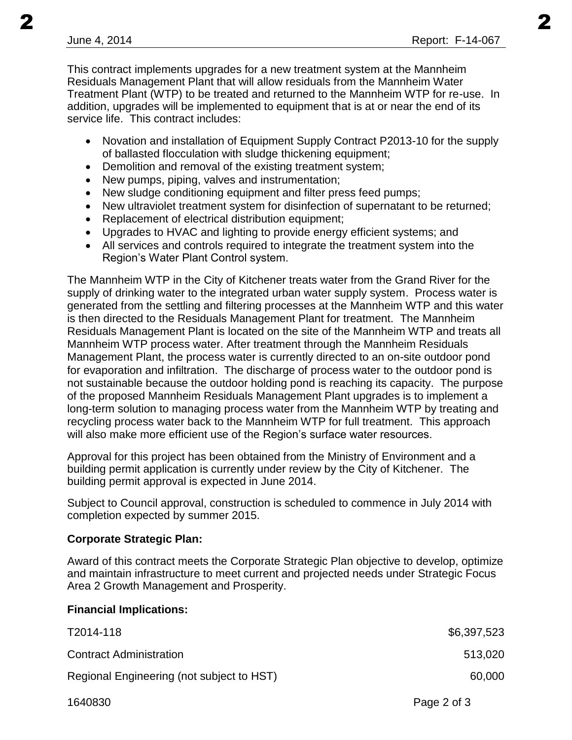This contract implements upgrades for a new treatment system at the Mannheim Residuals Management Plant that will allow residuals from the Mannheim Water Treatment Plant (WTP) to be treated and returned to the Mannheim WTP for re-use. In addition, upgrades will be implemented to equipment that is at or near the end of its service life. This contract includes:

- Novation and installation of Equipment Supply Contract P2013-10 for the supply of ballasted flocculation with sludge thickening equipment;
- Demolition and removal of the existing treatment system;
- New pumps, piping, valves and instrumentation;
- New sludge conditioning equipment and filter press feed pumps;
- New ultraviolet treatment system for disinfection of supernatant to be returned;
- Replacement of electrical distribution equipment;
- Upgrades to HVAC and lighting to provide energy efficient systems; and
- All services and controls required to integrate the treatment system into the Region's Water Plant Control system.

The Mannheim WTP in the City of Kitchener treats water from the Grand River for the supply of drinking water to the integrated urban water supply system. Process water is generated from the settling and filtering processes at the Mannheim WTP and this water is then directed to the Residuals Management Plant for treatment. The Mannheim Residuals Management Plant is located on the site of the Mannheim WTP and treats all Mannheim WTP process water. After treatment through the Mannheim Residuals Management Plant, the process water is currently directed to an on-site outdoor pond for evaporation and infiltration. The discharge of process water to the outdoor pond is not sustainable because the outdoor holding pond is reaching its capacity. The purpose of the proposed Mannheim Residuals Management Plant upgrades is to implement a long-term solution to managing process water from the Mannheim WTP by treating and recycling process water back to the Mannheim WTP for full treatment. This approach will also make more efficient use of the Region's surface water resources.

Approval for this project has been obtained from the Ministry of Environment and a building permit application is currently under review by the City of Kitchener. The building permit approval is expected in June 2014.

Subject to Council approval, construction is scheduled to commence in July 2014 with completion expected by summer 2015.

**Corporate Strategic Plan:**

Award of this contract meets the Corporate Strategic Plan objective to develop, optimize and maintain infrastructure to meet current and projected needs under Strategic Focus Area 2 Growth Management and Prosperity.

**Financial Implications:**

| | |
|---|---|
| T2014-118 | $6,397,523 |
| Contract Administration | 513,020 |
| Regional Engineering (not subject to HST) | 60,000 |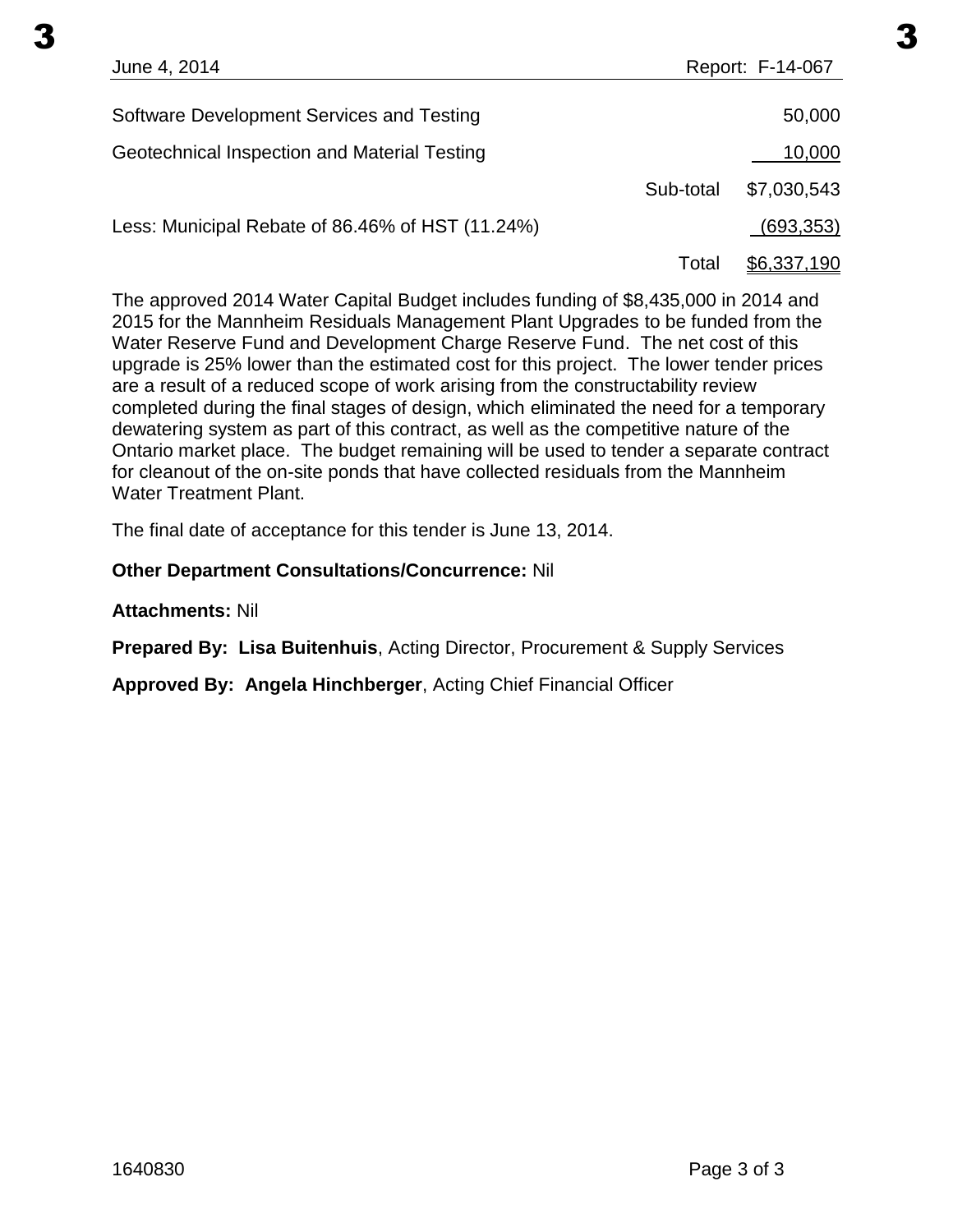| | | |
|---|---|---|
| Software Development Services and Testing | | 50,000 |
| Geotechnical Inspection and Material Testing | | 10,000 |
| | Sub-total | $7,030,543 |
| Less: Municipal Rebate of 86.46% of HST (11.24%) | | (693,353) |
| | Total | $6,337,190 |

The approved 2014 Water Capital Budget includes funding of $8,435,000 in 2014 and 2015 for the Mannheim Residuals Management Plant Upgrades to be funded from the Water Reserve Fund and Development Charge Reserve Fund. The net cost of this upgrade is 25% lower than the estimated cost for this project. The lower tender prices are a result of a reduced scope of work arising from the constructability review completed during the final stages of design, which eliminated the need for a temporary dewatering system as part of this contract, as well as the competitive nature of the Ontario market place. The budget remaining will be used to tender a separate contract for cleanout of the on-site ponds that have collected residuals from the Mannheim Water Treatment Plant.

The final date of acceptance for this tender is June 13, 2014.

**Other Department Consultations/Concurrence:** Nil

**Attachments:** Nil

**Prepared By: Lisa Buitenhuis**, Acting Director, Procurement & Supply Services

**Approved By: Angela Hinchberger**, Acting Chief Financial Officer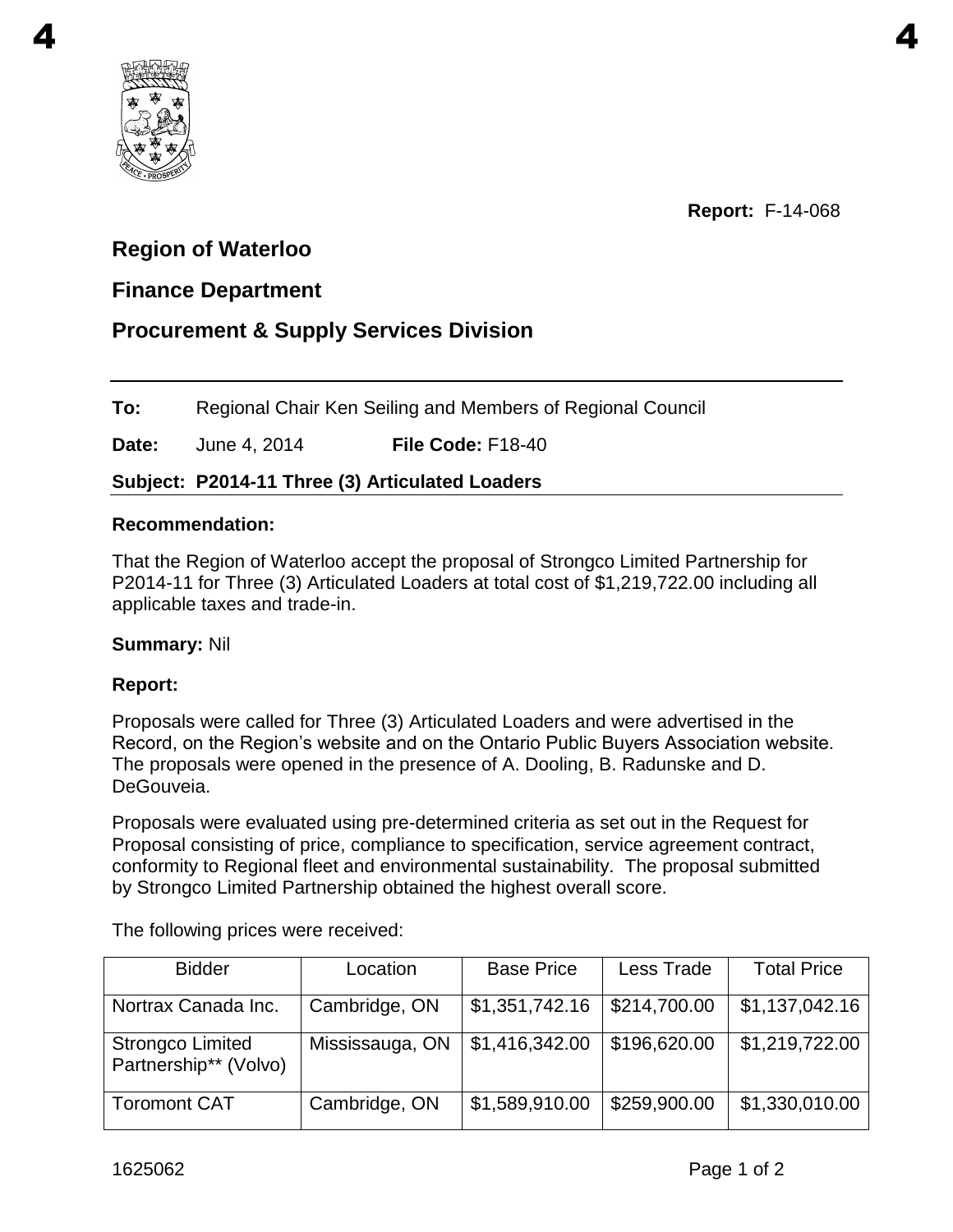Report: F-14-068

## Region of Waterloo

## Finance Department

## Procurement & Supply Services Division

**To:** Regional Chair Ken Seiling and Members of Regional Council

**Date:** June 4, 2014 **File Code:** F18-40

**Subject: P2014-11 Three (3) Articulated Loaders**

**Recommendation:**

That the Region of Waterloo accept the proposal of Strongco Limited Partnership for P2014-11 for Three (3) Articulated Loaders at total cost of $1,219,722.00 including all applicable taxes and trade-in.

**Summary:** Nil

**Report:**

Proposals were called for Three (3) Articulated Loaders and were advertised in the Record, on the Region's website and on the Ontario Public Buyers Association website. The proposals were opened in the presence of A. Dooling, B. Radunske and D. DeGouveia.

Proposals were evaluated using pre-determined criteria as set out in the Request for Proposal consisting of price, compliance to specification, service agreement contract, conformity to Regional fleet and environmental sustainability. The proposal submitted by Strongco Limited Partnership obtained the highest overall score.

The following prices were received:

| Bidder | Location | Base Price | Less Trade | Total Price |
|---|---|---|---|---|
| Nortrax Canada Inc. | Cambridge, ON | $1,351,742.16 | $214,700.00 | $1,137,042.16 |
| Strongco Limited Partnership** (Volvo) | Mississauga, ON | $1,416,342.00 | $196,620.00 | $1,219,722.00 |
| Toromont CAT | Cambridge, ON | $1,589,910.00 | $259,900.00 | $1,330,010.00 |

1625062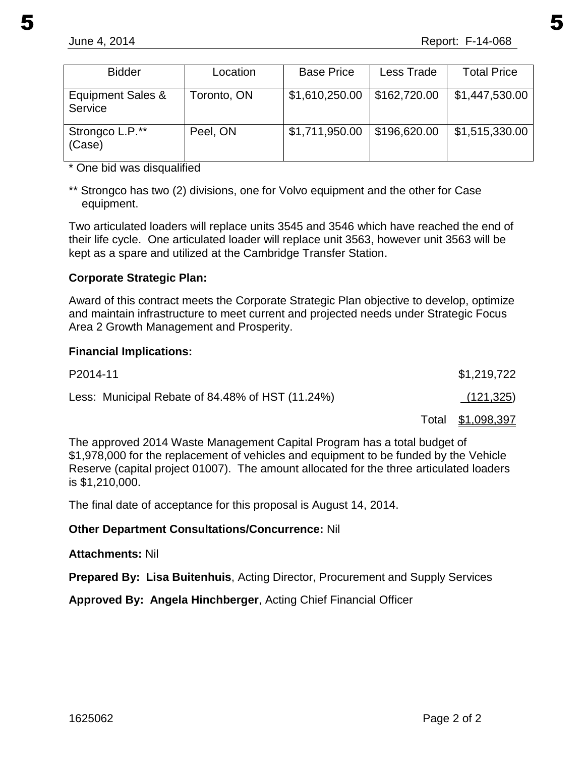| Bidder | Location | Base Price | Less Trade | Total Price |
|---|---|---|---|---|
| Equipment Sales & Service | Toronto, ON | $1,610,250.00 | $162,720.00 | $1,447,530.00 |
| Strongco L.P.** (Case) | Peel, ON | $1,711,950.00 | $196,620.00 | $1,515,330.00 |

* One bid was disqualified

** Strongco has two (2) divisions, one for Volvo equipment and the other for Case equipment.

Two articulated loaders will replace units 3545 and 3546 which have reached the end of their life cycle. One articulated loader will replace unit 3563, however unit 3563 will be kept as a spare and utilized at the Cambridge Transfer Station.

**Corporate Strategic Plan:**

Award of this contract meets the Corporate Strategic Plan objective to develop, optimize and maintain infrastructure to meet current and projected needs under Strategic Focus Area 2 Growth Management and Prosperity.

**Financial Implications:**

| | |
|---|---|
| P2014-11 | $1,219,722 |
| Less: Municipal Rebate of 84.48% of HST (11.24%) | (121,325) |
| Total | $1,098,397 |

The approved 2014 Waste Management Capital Program has a total budget of $1,978,000 for the replacement of vehicles and equipment to be funded by the Vehicle Reserve (capital project 01007). The amount allocated for the three articulated loaders is $1,210,000.

The final date of acceptance for this proposal is August 14, 2014.

**Other Department Consultations/Concurrence:** Nil

**Attachments:** Nil

**Prepared By: Lisa Buitenhuis**, Acting Director, Procurement and Supply Services

**Approved By: Angela Hinchberger**, Acting Chief Financial Officer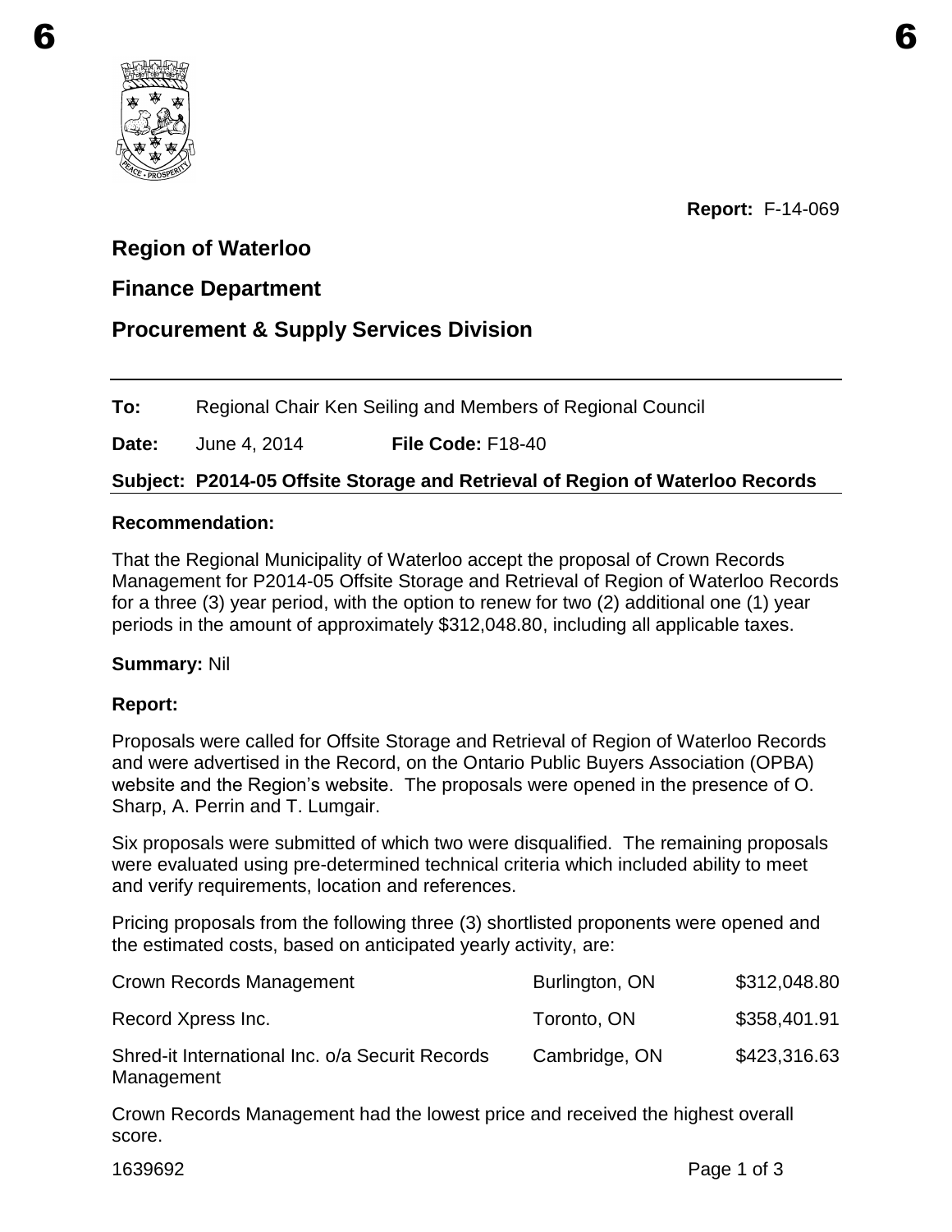**Report:** F-14-069

## Region of Waterloo

## Finance Department

## Procurement & Supply Services Division

---

**To:** Regional Chair Ken Seiling and Members of Regional Council

**Date:** June 4, 2014 **File Code:** F18-40

**Subject: P2014-05 Offsite Storage and Retrieval of Region of Waterloo Records**

---

**Recommendation:**

That the Regional Municipality of Waterloo accept the proposal of Crown Records Management for P2014-05 Offsite Storage and Retrieval of Region of Waterloo Records for a three (3) year period, with the option to renew for two (2) additional one (1) year periods in the amount of approximately $312,048.80, including all applicable taxes.

**Summary:** Nil

**Report:**

Proposals were called for Offsite Storage and Retrieval of Region of Waterloo Records and were advertised in the Record, on the Ontario Public Buyers Association (OPBA) website and the Region's website. The proposals were opened in the presence of O. Sharp, A. Perrin and T. Lumgair.

Six proposals were submitted of which two were disqualified. The remaining proposals were evaluated using pre-determined technical criteria which included ability to meet and verify requirements, location and references.

Pricing proposals from the following three (3) shortlisted proponents were opened and the estimated costs, based on anticipated yearly activity, are:

| | | |
|---|---|---|
| Crown Records Management | Burlington, ON | $312,048.80 |
| Record Xpress Inc. | Toronto, ON | $358,401.91 |
| Shred-it International Inc. o/a Securit Records Management | Cambridge, ON | $423,316.63 |

Crown Records Management had the lowest price and received the highest overall score.

1639692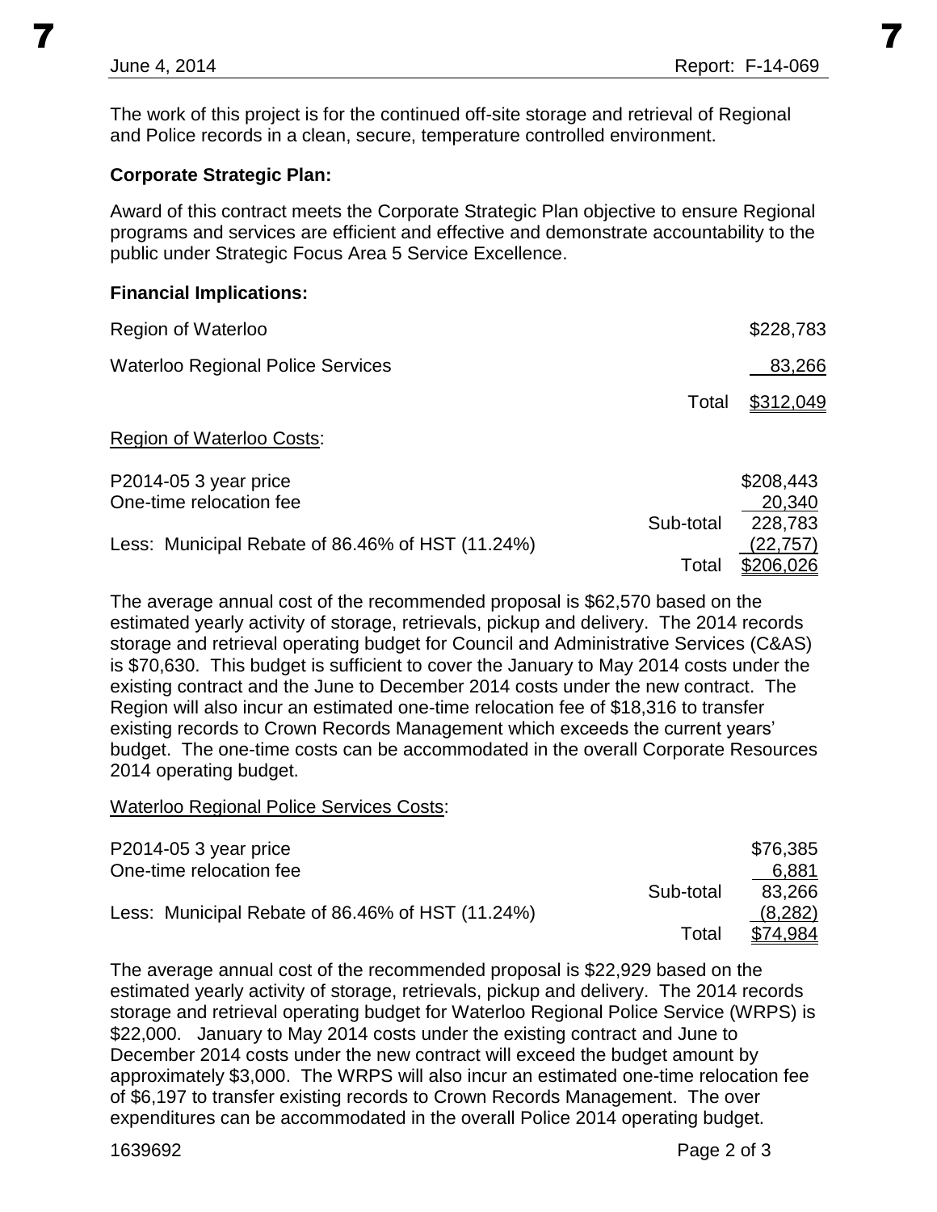The work of this project is for the continued off-site storage and retrieval of Regional and Police records in a clean, secure, temperature controlled environment.

**Corporate Strategic Plan:**

Award of this contract meets the Corporate Strategic Plan objective to ensure Regional programs and services are efficient and effective and demonstrate accountability to the public under Strategic Focus Area 5 Service Excellence.

**Financial Implications:**

| | | |
|---|---|---|
| Region of Waterloo | | $228,783 |
| Waterloo Regional Police Services | | 83,266 |
| | Total | $312,049 |

Region of Waterloo Costs:

| | | |
|---|---|---|
| P2014-05 3 year price | | $208,443 |
| One-time relocation fee | | 20,340 |
| | Sub-total | 228,783 |
| Less: Municipal Rebate of 86.46% of HST (11.24%) | | (22,757) |
| | Total | $206,026 |

The average annual cost of the recommended proposal is $62,570 based on the estimated yearly activity of storage, retrievals, pickup and delivery. The 2014 records storage and retrieval operating budget for Council and Administrative Services (C&AS) is $70,630. This budget is sufficient to cover the January to May 2014 costs under the existing contract and the June to December 2014 costs under the new contract. The Region will also incur an estimated one-time relocation fee of $18,316 to transfer existing records to Crown Records Management which exceeds the current years' budget. The one-time costs can be accommodated in the overall Corporate Resources 2014 operating budget.

Waterloo Regional Police Services Costs:

| | | |
|---|---|---|
| P2014-05 3 year price | | $76,385 |
| One-time relocation fee | | 6,881 |
| | Sub-total | 83,266 |
| Less: Municipal Rebate of 86.46% of HST (11.24%) | | (8,282) |
| | Total | $74,984 |

The average annual cost of the recommended proposal is $22,929 based on the estimated yearly activity of storage, retrievals, pickup and delivery. The 2014 records storage and retrieval operating budget for Waterloo Regional Police Service (WRPS) is $22,000. January to May 2014 costs under the existing contract and June to December 2014 costs under the new contract will exceed the budget amount by approximately $3,000. The WRPS will also incur an estimated one-time relocation fee of $6,197 to transfer existing records to Crown Records Management. The over expenditures can be accommodated in the overall Police 2014 operating budget.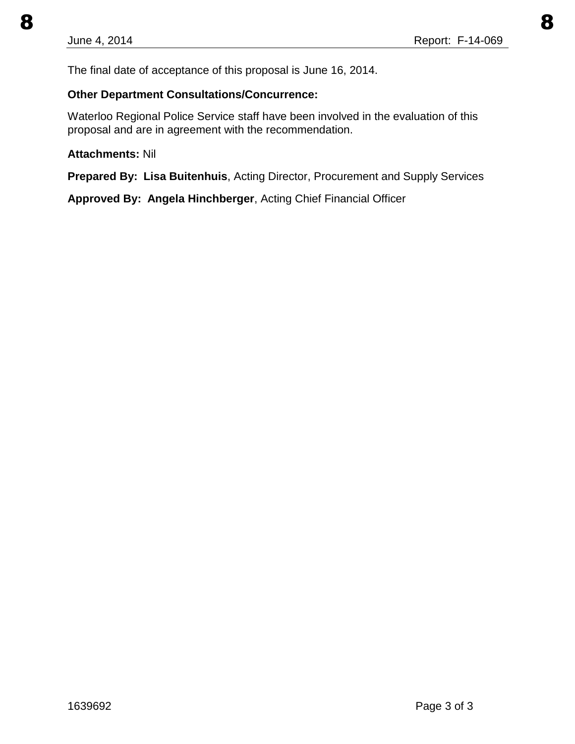The final date of acceptance of this proposal is June 16, 2014.

**Other Department Consultations/Concurrence:**

Waterloo Regional Police Service staff have been involved in the evaluation of this proposal and are in agreement with the recommendation.

**Attachments:** Nil

**Prepared By: Lisa Buitenhuis**, Acting Director, Procurement and Supply Services

**Approved By: Angela Hinchberger**, Acting Chief Financial Officer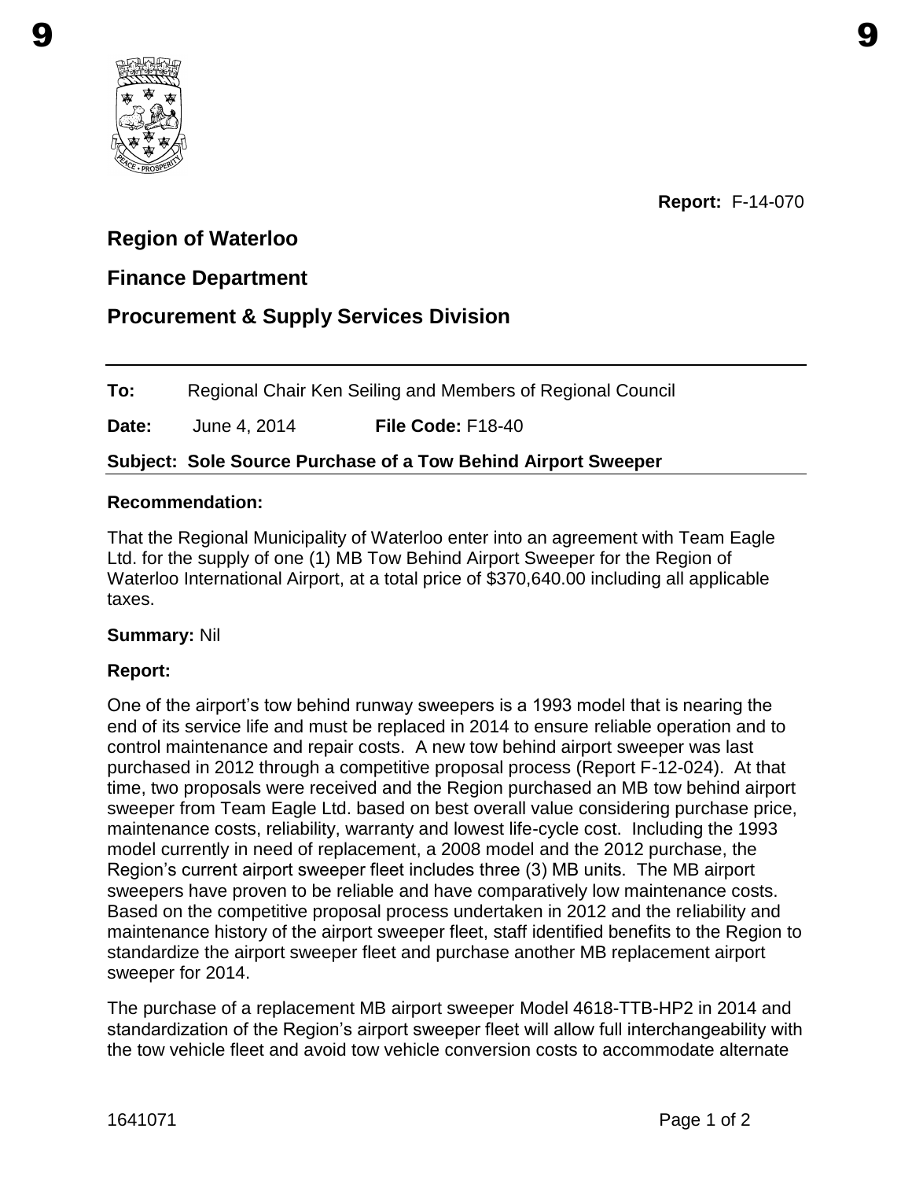**Report:** F-14-070

## Region of Waterloo

## Finance Department

## Procurement & Supply Services Division

---

**To:** Regional Chair Ken Seiling and Members of Regional Council

**Date:** June 4, 2014 **File Code:** F18-40

**Subject: Sole Source Purchase of a Tow Behind Airport Sweeper**

---

### Recommendation:

That the Regional Municipality of Waterloo enter into an agreement with Team Eagle Ltd. for the supply of one (1) MB Tow Behind Airport Sweeper for the Region of Waterloo International Airport, at a total price of $370,640.00 including all applicable taxes.

**Summary:** Nil

### Report:

One of the airport's tow behind runway sweepers is a 1993 model that is nearing the end of its service life and must be replaced in 2014 to ensure reliable operation and to control maintenance and repair costs. A new tow behind airport sweeper was last purchased in 2012 through a competitive proposal process (Report F-12-024). At that time, two proposals were received and the Region purchased an MB tow behind airport sweeper from Team Eagle Ltd. based on best overall value considering purchase price, maintenance costs, reliability, warranty and lowest life-cycle cost. Including the 1993 model currently in need of replacement, a 2008 model and the 2012 purchase, the Region's current airport sweeper fleet includes three (3) MB units. The MB airport sweepers have proven to be reliable and have comparatively low maintenance costs. Based on the competitive proposal process undertaken in 2012 and the reliability and maintenance history of the airport sweeper fleet, staff identified benefits to the Region to standardize the airport sweeper fleet and purchase another MB replacement airport sweeper for 2014.

The purchase of a replacement MB airport sweeper Model 4618-TTB-HP2 in 2014 and standardization of the Region's airport sweeper fleet will allow full interchangeability with the tow vehicle fleet and avoid tow vehicle conversion costs to accommodate alternate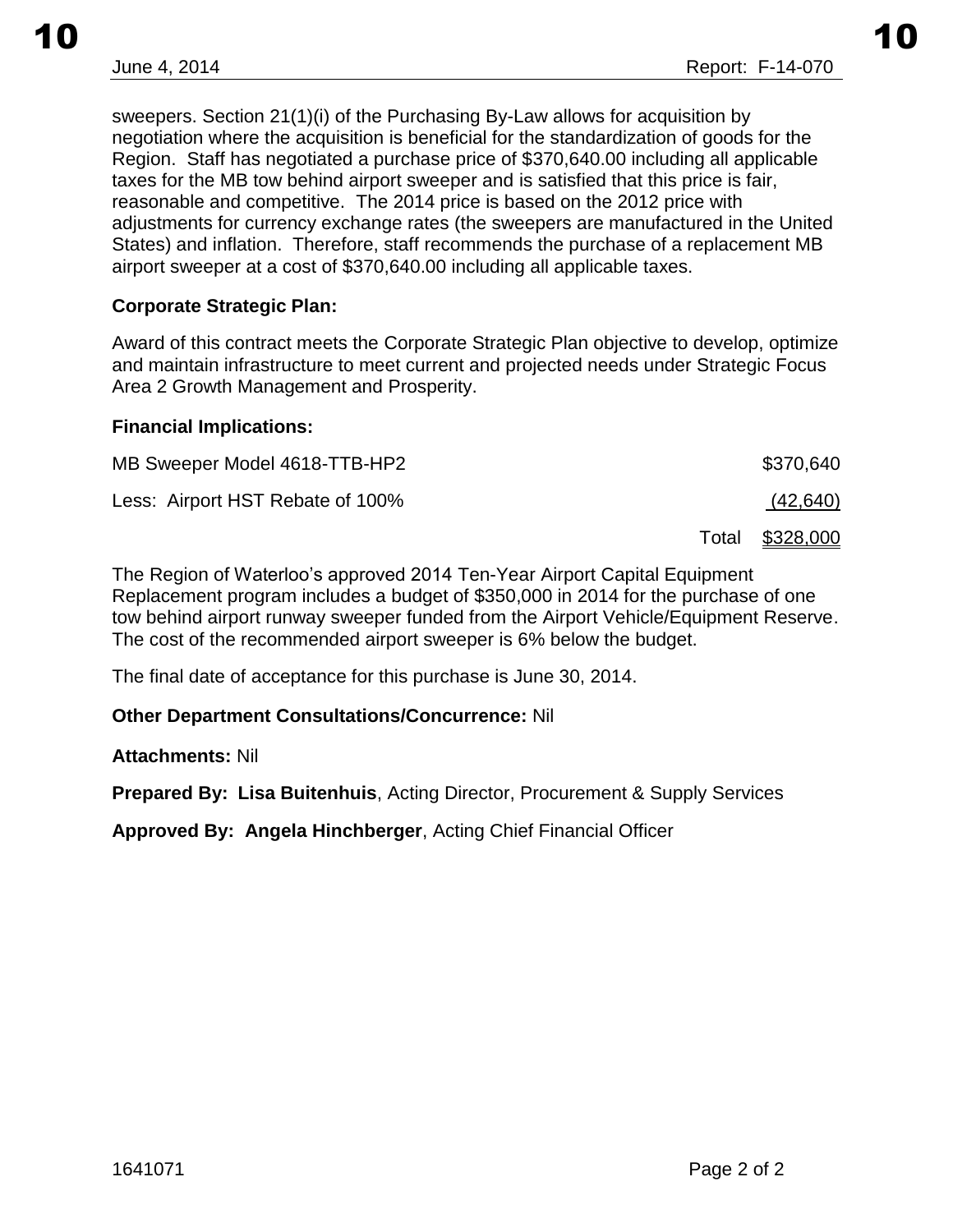sweepers. Section 21(1)(i) of the Purchasing By-Law allows for acquisition by negotiation where the acquisition is beneficial for the standardization of goods for the Region. Staff has negotiated a purchase price of $370,640.00 including all applicable taxes for the MB tow behind airport sweeper and is satisfied that this price is fair, reasonable and competitive. The 2014 price is based on the 2012 price with adjustments for currency exchange rates (the sweepers are manufactured in the United States) and inflation. Therefore, staff recommends the purchase of a replacement MB airport sweeper at a cost of $370,640.00 including all applicable taxes.

**Corporate Strategic Plan:**

Award of this contract meets the Corporate Strategic Plan objective to develop, optimize and maintain infrastructure to meet current and projected needs under Strategic Focus Area 2 Growth Management and Prosperity.

**Financial Implications:**

| | |
|---|---|
| MB Sweeper Model 4618-TTB-HP2 | $370,640 |
| Less: Airport HST Rebate of 100% | (42,640) |
| Total | $328,000 |

The Region of Waterloo's approved 2014 Ten-Year Airport Capital Equipment Replacement program includes a budget of $350,000 in 2014 for the purchase of one tow behind airport runway sweeper funded from the Airport Vehicle/Equipment Reserve. The cost of the recommended airport sweeper is 6% below the budget.

The final date of acceptance for this purchase is June 30, 2014.

**Other Department Consultations/Concurrence:** Nil

**Attachments:** Nil

**Prepared By: Lisa Buitenhuis**, Acting Director, Procurement & Supply Services

**Approved By: Angela Hinchberger**, Acting Chief Financial Officer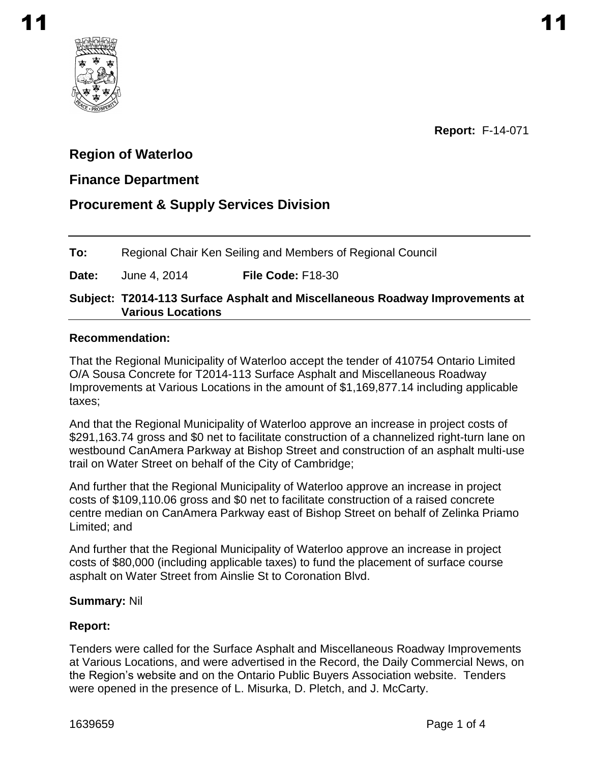**Report:** F-14-071

## Region of Waterloo

## Finance Department

## Procurement & Supply Services Division

**To:** Regional Chair Ken Seiling and Members of Regional Council

**Date:** June 4, 2014 **File Code:** F18-30

**Subject: T2014-113 Surface Asphalt and Miscellaneous Roadway Improvements at Various Locations**

### Recommendation:

That the Regional Municipality of Waterloo accept the tender of 410754 Ontario Limited O/A Sousa Concrete for T2014-113 Surface Asphalt and Miscellaneous Roadway Improvements at Various Locations in the amount of $1,169,877.14 including applicable taxes;

And that the Regional Municipality of Waterloo approve an increase in project costs of $291,163.74 gross and $0 net to facilitate construction of a channelized right-turn lane on westbound CanAmera Parkway at Bishop Street and construction of an asphalt multi-use trail on Water Street on behalf of the City of Cambridge;

And further that the Regional Municipality of Waterloo approve an increase in project costs of $109,110.06 gross and $0 net to facilitate construction of a raised concrete centre median on CanAmera Parkway east of Bishop Street on behalf of Zelinka Priamo Limited; and

And further that the Regional Municipality of Waterloo approve an increase in project costs of $80,000 (including applicable taxes) to fund the placement of surface course asphalt on Water Street from Ainslie St to Coronation Blvd.

**Summary:** Nil

### Report:

Tenders were called for the Surface Asphalt and Miscellaneous Roadway Improvements at Various Locations, and were advertised in the Record, the Daily Commercial News, on the Region's website and on the Ontario Public Buyers Association website. Tenders were opened in the presence of L. Misurka, D. Pletch, and J. McCarty.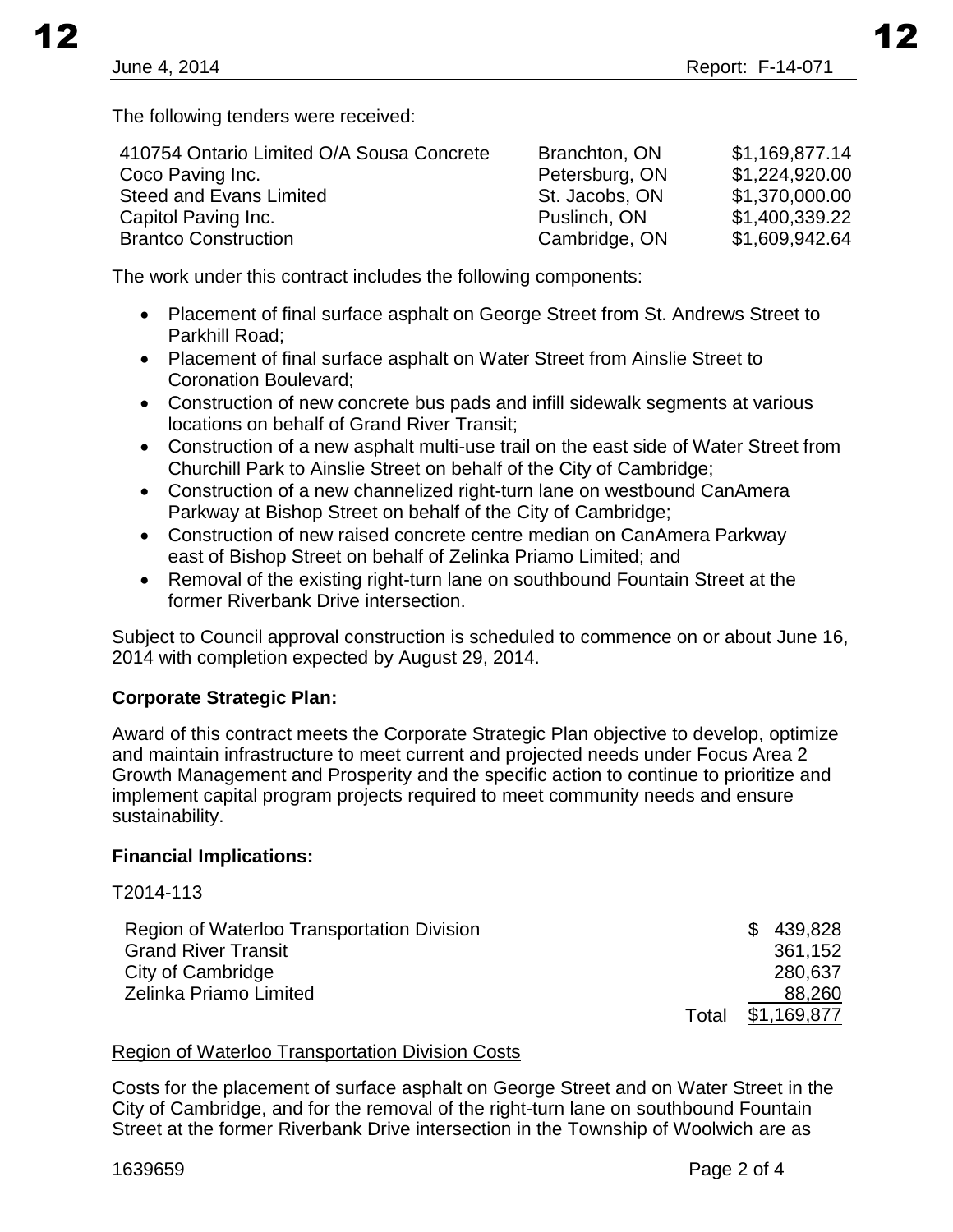The following tenders were received:

| | | |
|---|---|---|
| 410754 Ontario Limited O/A Sousa Concrete | Branchton, ON | $1,169,877.14 |
| Coco Paving Inc. | Petersburg, ON | $1,224,920.00 |
| Steed and Evans Limited | St. Jacobs, ON | $1,370,000.00 |
| Capitol Paving Inc. | Puslinch, ON | $1,400,339.22 |
| Brantco Construction | Cambridge, ON | $1,609,942.64 |

The work under this contract includes the following components:

- Placement of final surface asphalt on George Street from St. Andrews Street to Parkhill Road;
- Placement of final surface asphalt on Water Street from Ainslie Street to Coronation Boulevard;
- Construction of new concrete bus pads and infill sidewalk segments at various locations on behalf of Grand River Transit;
- Construction of a new asphalt multi-use trail on the east side of Water Street from Churchill Park to Ainslie Street on behalf of the City of Cambridge;
- Construction of a new channelized right-turn lane on westbound CanAmera Parkway at Bishop Street on behalf of the City of Cambridge;
- Construction of new raised concrete centre median on CanAmera Parkway east of Bishop Street on behalf of Zelinka Priamo Limited; and
- Removal of the existing right-turn lane on southbound Fountain Street at the former Riverbank Drive intersection.

Subject to Council approval construction is scheduled to commence on or about June 16, 2014 with completion expected by August 29, 2014.

**Corporate Strategic Plan:**

Award of this contract meets the Corporate Strategic Plan objective to develop, optimize and maintain infrastructure to meet current and projected needs under Focus Area 2 Growth Management and Prosperity and the specific action to continue to prioritize and implement capital program projects required to meet community needs and ensure sustainability.

**Financial Implications:**

T2014-113

| | | |
|---|---|---|
| Region of Waterloo Transportation Division | | $ 439,828 |
| Grand River Transit | | 361,152 |
| City of Cambridge | | 280,637 |
| Zelinka Priamo Limited | | 88,260 |
| | Total | $1,169,877 |

Region of Waterloo Transportation Division Costs

Costs for the placement of surface asphalt on George Street and on Water Street in the City of Cambridge, and for the removal of the right-turn lane on southbound Fountain Street at the former Riverbank Drive intersection in the Township of Woolwich are as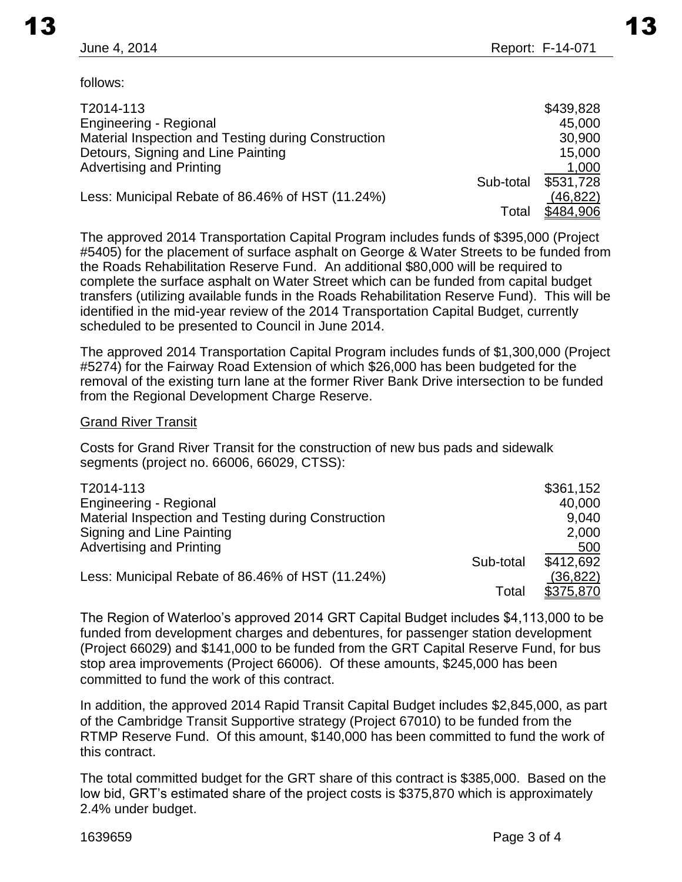follows:

| | | |
|---|---|---|
| T2014-113 | | $439,828 |
| Engineering - Regional | | 45,000 |
| Material Inspection and Testing during Construction | | 30,900 |
| Detours, Signing and Line Painting | | 15,000 |
| Advertising and Printing | | 1,000 |
| | Sub-total | $531,728 |
| Less: Municipal Rebate of 86.46% of HST (11.24%) | | (46,822) |
| | Total | $484,906 |

The approved 2014 Transportation Capital Program includes funds of $395,000 (Project #5405) for the placement of surface asphalt on George & Water Streets to be funded from the Roads Rehabilitation Reserve Fund. An additional $80,000 will be required to complete the surface asphalt on Water Street which can be funded from capital budget transfers (utilizing available funds in the Roads Rehabilitation Reserve Fund). This will be identified in the mid-year review of the 2014 Transportation Capital Budget, currently scheduled to be presented to Council in June 2014.

The approved 2014 Transportation Capital Program includes funds of $1,300,000 (Project #5274) for the Fairway Road Extension of which $26,000 has been budgeted for the removal of the existing turn lane at the former River Bank Drive intersection to be funded from the Regional Development Charge Reserve.

Grand River Transit

Costs for Grand River Transit for the construction of new bus pads and sidewalk segments (project no. 66006, 66029, CTSS):

| | | |
|---|---|---|
| T2014-113 | | $361,152 |
| Engineering - Regional | | 40,000 |
| Material Inspection and Testing during Construction | | 9,040 |
| Signing and Line Painting | | 2,000 |
| Advertising and Printing | | 500 |
| | Sub-total | $412,692 |
| Less: Municipal Rebate of 86.46% of HST (11.24%) | | (36,822) |
| | Total | $375,870 |

The Region of Waterloo's approved 2014 GRT Capital Budget includes $4,113,000 to be funded from development charges and debentures, for passenger station development (Project 66029) and $141,000 to be funded from the GRT Capital Reserve Fund, for bus stop area improvements (Project 66006). Of these amounts, $245,000 has been committed to fund the work of this contract.

In addition, the approved 2014 Rapid Transit Capital Budget includes $2,845,000, as part of the Cambridge Transit Supportive strategy (Project 67010) to be funded from the RTMP Reserve Fund. Of this amount, $140,000 has been committed to fund the work of this contract.

The total committed budget for the GRT share of this contract is $385,000. Based on the low bid, GRT's estimated share of the project costs is $375,870 which is approximately 2.4% under budget.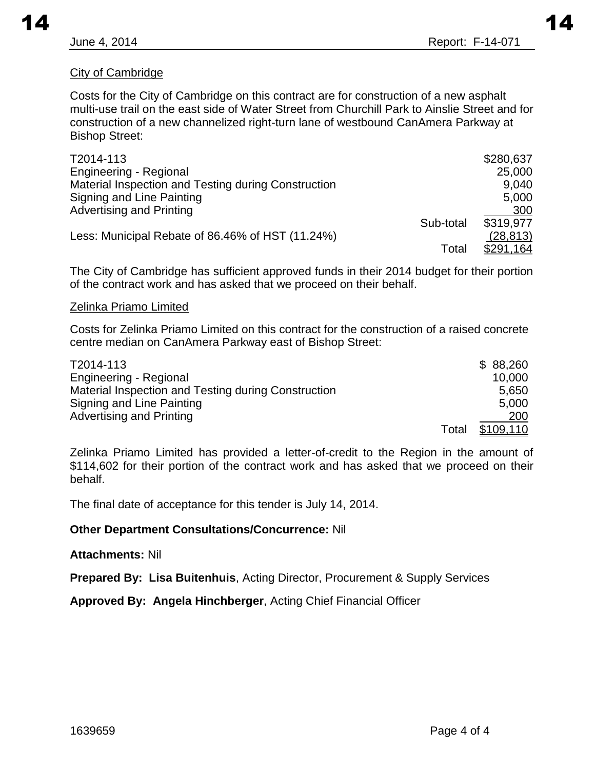City of Cambridge

Costs for the City of Cambridge on this contract are for construction of a new asphalt multi-use trail on the east side of Water Street from Churchill Park to Ainslie Street and for construction of a new channelized right-turn lane of westbound CanAmera Parkway at Bishop Street:

| | | |
|---|---|---|
| T2014-113 | | $280,637 |
| Engineering - Regional | | 25,000 |
| Material Inspection and Testing during Construction | | 9,040 |
| Signing and Line Painting | | 5,000 |
| Advertising and Printing | | 300 |
| | Sub-total | $319,977 |
| Less: Municipal Rebate of 86.46% of HST (11.24%) | | (28,813) |
| | Total | $291,164 |

The City of Cambridge has sufficient approved funds in their 2014 budget for their portion of the contract work and has asked that we proceed on their behalf.

Zelinka Priamo Limited

Costs for Zelinka Priamo Limited on this contract for the construction of a raised concrete centre median on CanAmera Parkway east of Bishop Street:

| | | |
|---|---|---|
| T2014-113 | | $ 88,260 |
| Engineering - Regional | | 10,000 |
| Material Inspection and Testing during Construction | | 5,650 |
| Signing and Line Painting | | 5,000 |
| Advertising and Printing | | 200 |
| | Total | $109,110 |

Zelinka Priamo Limited has provided a letter-of-credit to the Region in the amount of $114,602 for their portion of the contract work and has asked that we proceed on their behalf.

The final date of acceptance for this tender is July 14, 2014.

**Other Department Consultations/Concurrence:** Nil

**Attachments:** Nil

**Prepared By: Lisa Buitenhuis**, Acting Director, Procurement & Supply Services

**Approved By: Angela Hinchberger**, Acting Chief Financial Officer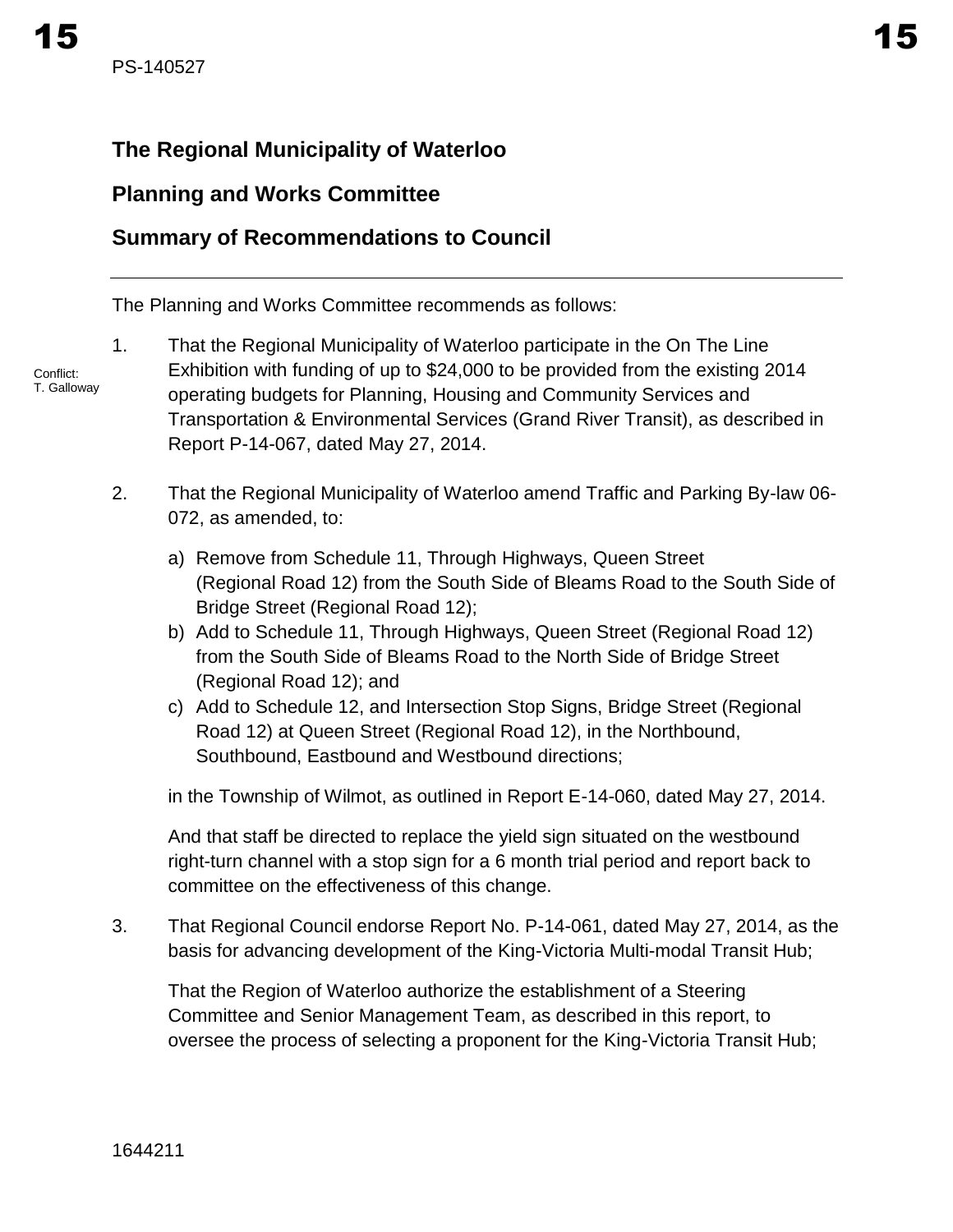PS-140527

## The Regional Municipality of Waterloo

## Planning and Works Committee

## Summary of Recommendations to Council

The Planning and Works Committee recommends as follows:

Conflict: T. Galloway

1. That the Regional Municipality of Waterloo participate in the On The Line Exhibition with funding of up to $24,000 to be provided from the existing 2014 operating budgets for Planning, Housing and Community Services and Transportation & Environmental Services (Grand River Transit), as described in Report P-14-067, dated May 27, 2014.

2. That the Regional Municipality of Waterloo amend Traffic and Parking By-law 06-072, as amended, to:

   a) Remove from Schedule 11, Through Highways, Queen Street (Regional Road 12) from the South Side of Bleams Road to the South Side of Bridge Street (Regional Road 12);
   b) Add to Schedule 11, Through Highways, Queen Street (Regional Road 12) from the South Side of Bleams Road to the North Side of Bridge Street (Regional Road 12); and
   c) Add to Schedule 12, and Intersection Stop Signs, Bridge Street (Regional Road 12) at Queen Street (Regional Road 12), in the Northbound, Southbound, Eastbound and Westbound directions;

   in the Township of Wilmot, as outlined in Report E-14-060, dated May 27, 2014.

   And that staff be directed to replace the yield sign situated on the westbound right-turn channel with a stop sign for a 6 month trial period and report back to committee on the effectiveness of this change.

3. That Regional Council endorse Report No. P-14-061, dated May 27, 2014, as the basis for advancing development of the King-Victoria Multi-modal Transit Hub;

   That the Region of Waterloo authorize the establishment of a Steering Committee and Senior Management Team, as described in this report, to oversee the process of selecting a proponent for the King-Victoria Transit Hub;

1644211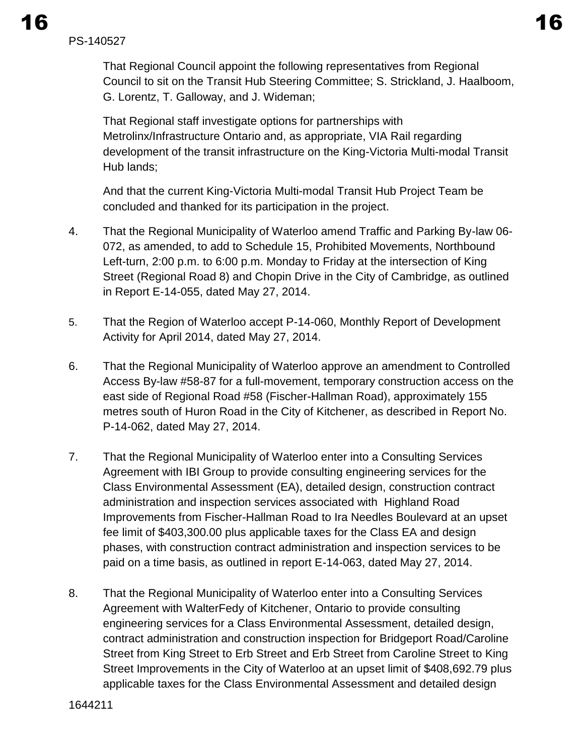That Regional Council appoint the following representatives from Regional Council to sit on the Transit Hub Steering Committee; S. Strickland, J. Haalboom, G. Lorentz, T. Galloway, and J. Wideman;

That Regional staff investigate options for partnerships with Metrolinx/Infrastructure Ontario and, as appropriate, VIA Rail regarding development of the transit infrastructure on the King-Victoria Multi-modal Transit Hub lands;

And that the current King-Victoria Multi-modal Transit Hub Project Team be concluded and thanked for its participation in the project.

4. That the Regional Municipality of Waterloo amend Traffic and Parking By-law 06-072, as amended, to add to Schedule 15, Prohibited Movements, Northbound Left-turn, 2:00 p.m. to 6:00 p.m. Monday to Friday at the intersection of King Street (Regional Road 8) and Chopin Drive in the City of Cambridge, as outlined in Report E-14-055, dated May 27, 2014.

5. That the Region of Waterloo accept P-14-060, Monthly Report of Development Activity for April 2014, dated May 27, 2014.

6. That the Regional Municipality of Waterloo approve an amendment to Controlled Access By-law #58-87 for a full-movement, temporary construction access on the east side of Regional Road #58 (Fischer-Hallman Road), approximately 155 metres south of Huron Road in the City of Kitchener, as described in Report No. P-14-062, dated May 27, 2014.

7. That the Regional Municipality of Waterloo enter into a Consulting Services Agreement with IBI Group to provide consulting engineering services for the Class Environmental Assessment (EA), detailed design, construction contract administration and inspection services associated with Highland Road Improvements from Fischer-Hallman Road to Ira Needles Boulevard at an upset fee limit of $403,300.00 plus applicable taxes for the Class EA and design phases, with construction contract administration and inspection services to be paid on a time basis, as outlined in report E-14-063, dated May 27, 2014.

8. That the Regional Municipality of Waterloo enter into a Consulting Services Agreement with WalterFedy of Kitchener, Ontario to provide consulting engineering services for a Class Environmental Assessment, detailed design, contract administration and construction inspection for Bridgeport Road/Caroline Street from King Street to Erb Street and Erb Street from Caroline Street to King Street Improvements in the City of Waterloo at an upset limit of $408,692.79 plus applicable taxes for the Class Environmental Assessment and detailed design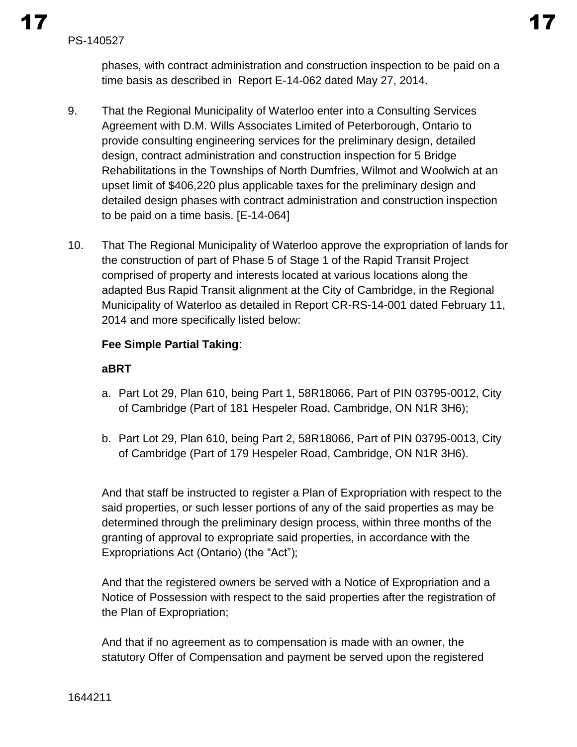phases, with contract administration and construction inspection to be paid on a time basis as described in Report E-14-062 dated May 27, 2014.

9. That the Regional Municipality of Waterloo enter into a Consulting Services Agreement with D.M. Wills Associates Limited of Peterborough, Ontario to provide consulting engineering services for the preliminary design, detailed design, contract administration and construction inspection for 5 Bridge Rehabilitations in the Townships of North Dumfries, Wilmot and Woolwich at an upset limit of $406,220 plus applicable taxes for the preliminary design and detailed design phases with contract administration and construction inspection to be paid on a time basis. [E-14-064]

10. That The Regional Municipality of Waterloo approve the expropriation of lands for the construction of part of Phase 5 of Stage 1 of the Rapid Transit Project comprised of property and interests located at various locations along the adapted Bus Rapid Transit alignment at the City of Cambridge, in the Regional Municipality of Waterloo as detailed in Report CR-RS-14-001 dated February 11, 2014 and more specifically listed below:

    **Fee Simple Partial Taking**:

    **aBRT**

    a. Part Lot 29, Plan 610, being Part 1, 58R18066, Part of PIN 03795-0012, City of Cambridge (Part of 181 Hespeler Road, Cambridge, ON N1R 3H6);

    b. Part Lot 29, Plan 610, being Part 2, 58R18066, Part of PIN 03795-0013, City of Cambridge (Part of 179 Hespeler Road, Cambridge, ON N1R 3H6).

    And that staff be instructed to register a Plan of Expropriation with respect to the said properties, or such lesser portions of any of the said properties as may be determined through the preliminary design process, within three months of the granting of approval to expropriate said properties, in accordance with the Expropriations Act (Ontario) (the "Act");

    And that the registered owners be served with a Notice of Expropriation and a Notice of Possession with respect to the said properties after the registration of the Plan of Expropriation;

    And that if no agreement as to compensation is made with an owner, the statutory Offer of Compensation and payment be served upon the registered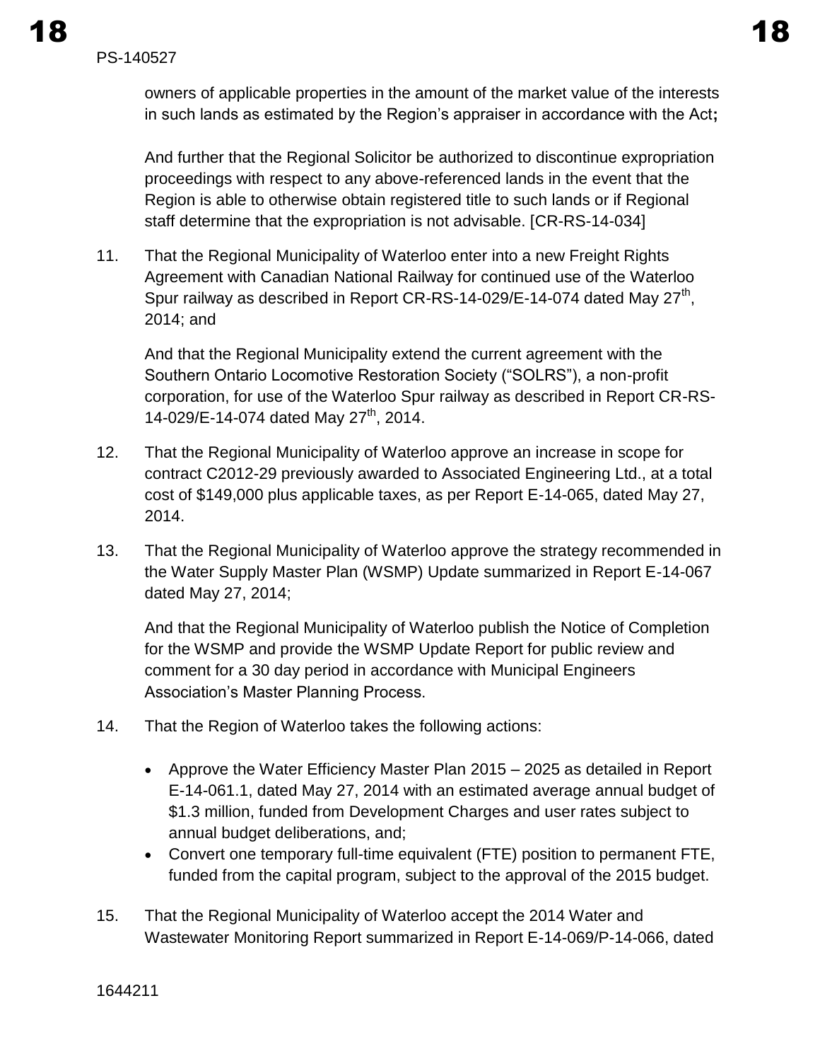owners of applicable properties in the amount of the market value of the interests in such lands as estimated by the Region's appraiser in accordance with the Act**;**

And further that the Regional Solicitor be authorized to discontinue expropriation proceedings with respect to any above-referenced lands in the event that the Region is able to otherwise obtain registered title to such lands or if Regional staff determine that the expropriation is not advisable. [CR-RS-14-034]

11. That the Regional Municipality of Waterloo enter into a new Freight Rights Agreement with Canadian National Railway for continued use of the Waterloo Spur railway as described in Report CR-RS-14-029/E-14-074 dated May 27th, 2014; and

    And that the Regional Municipality extend the current agreement with the Southern Ontario Locomotive Restoration Society ("SOLRS"), a non-profit corporation, for use of the Waterloo Spur railway as described in Report CR-RS-14-029/E-14-074 dated May 27th, 2014.

12. That the Regional Municipality of Waterloo approve an increase in scope for contract C2012-29 previously awarded to Associated Engineering Ltd., at a total cost of $149,000 plus applicable taxes, as per Report E-14-065, dated May 27, 2014.

13. That the Regional Municipality of Waterloo approve the strategy recommended in the Water Supply Master Plan (WSMP) Update summarized in Report E-14-067 dated May 27, 2014;

    And that the Regional Municipality of Waterloo publish the Notice of Completion for the WSMP and provide the WSMP Update Report for public review and comment for a 30 day period in accordance with Municipal Engineers Association's Master Planning Process.

14. That the Region of Waterloo takes the following actions:

    - Approve the Water Efficiency Master Plan 2015 – 2025 as detailed in Report E-14-061.1, dated May 27, 2014 with an estimated average annual budget of $1.3 million, funded from Development Charges and user rates subject to annual budget deliberations, and;
    - Convert one temporary full-time equivalent (FTE) position to permanent FTE, funded from the capital program, subject to the approval of the 2015 budget.

15. That the Regional Municipality of Waterloo accept the 2014 Water and Wastewater Monitoring Report summarized in Report E-14-069/P-14-066, dated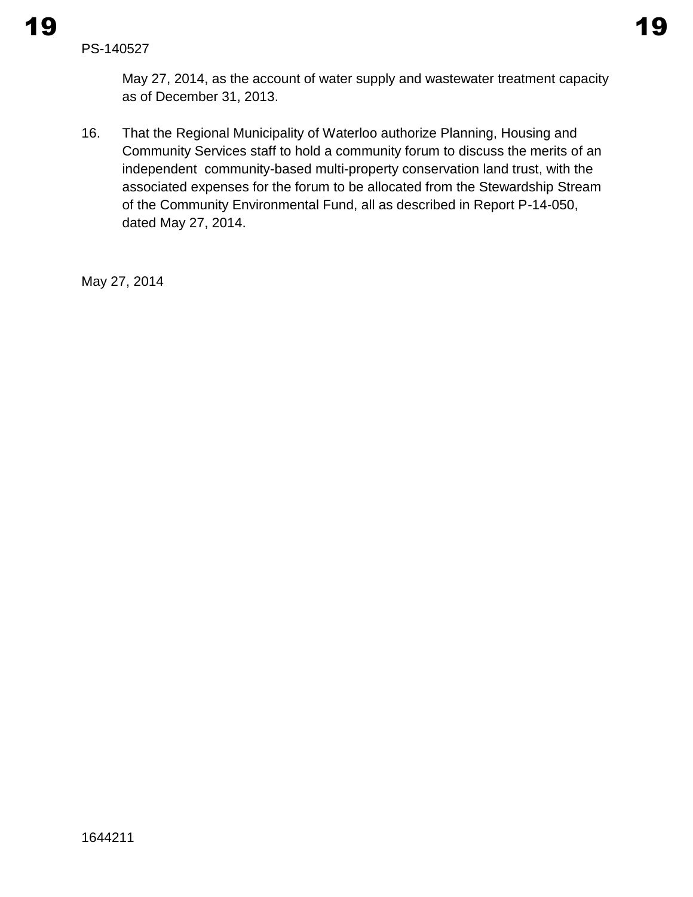May 27, 2014, as the account of water supply and wastewater treatment capacity as of December 31, 2013.

16. That the Regional Municipality of Waterloo authorize Planning, Housing and Community Services staff to hold a community forum to discuss the merits of an independent community-based multi-property conservation land trust, with the associated expenses for the forum to be allocated from the Stewardship Stream of the Community Environmental Fund, all as described in Report P-14-050, dated May 27, 2014.

May 27, 2014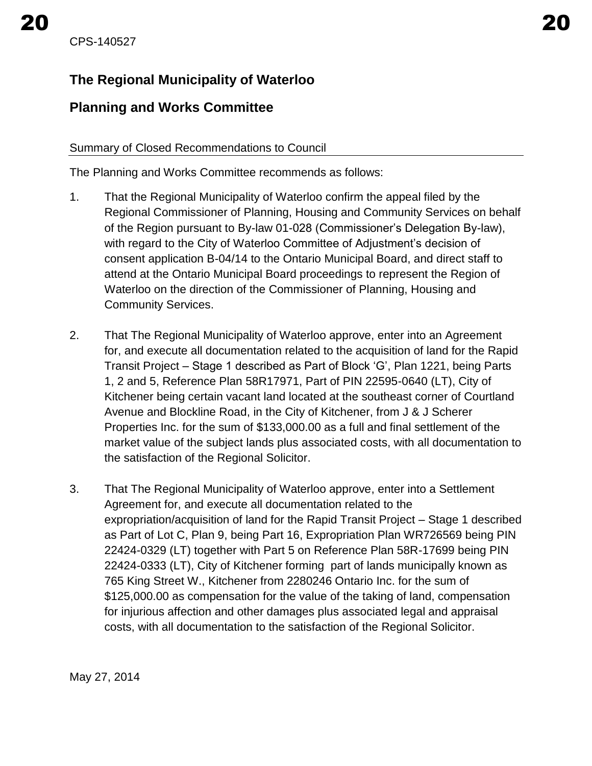CPS-140527

## The Regional Municipality of Waterloo

## Planning and Works Committee

Summary of Closed Recommendations to Council

The Planning and Works Committee recommends as follows:

1. That the Regional Municipality of Waterloo confirm the appeal filed by the Regional Commissioner of Planning, Housing and Community Services on behalf of the Region pursuant to By-law 01-028 (Commissioner's Delegation By-law), with regard to the City of Waterloo Committee of Adjustment's decision of consent application B-04/14 to the Ontario Municipal Board, and direct staff to attend at the Ontario Municipal Board proceedings to represent the Region of Waterloo on the direction of the Commissioner of Planning, Housing and Community Services.

2. That The Regional Municipality of Waterloo approve, enter into an Agreement for, and execute all documentation related to the acquisition of land for the Rapid Transit Project – Stage 1 described as Part of Block 'G', Plan 1221, being Parts 1, 2 and 5, Reference Plan 58R17971, Part of PIN 22595-0640 (LT), City of Kitchener being certain vacant land located at the southeast corner of Courtland Avenue and Blockline Road, in the City of Kitchener, from J & J Scherer Properties Inc. for the sum of $133,000.00 as a full and final settlement of the market value of the subject lands plus associated costs, with all documentation to the satisfaction of the Regional Solicitor.

3. That The Regional Municipality of Waterloo approve, enter into a Settlement Agreement for, and execute all documentation related to the expropriation/acquisition of land for the Rapid Transit Project – Stage 1 described as Part of Lot C, Plan 9, being Part 16, Expropriation Plan WR726569 being PIN 22424-0329 (LT) together with Part 5 on Reference Plan 58R-17699 being PIN 22424-0333 (LT), City of Kitchener forming part of lands municipally known as 765 King Street W., Kitchener from 2280246 Ontario Inc. for the sum of $125,000.00 as compensation for the value of the taking of land, compensation for injurious affection and other damages plus associated legal and appraisal costs, with all documentation to the satisfaction of the Regional Solicitor.

May 27, 2014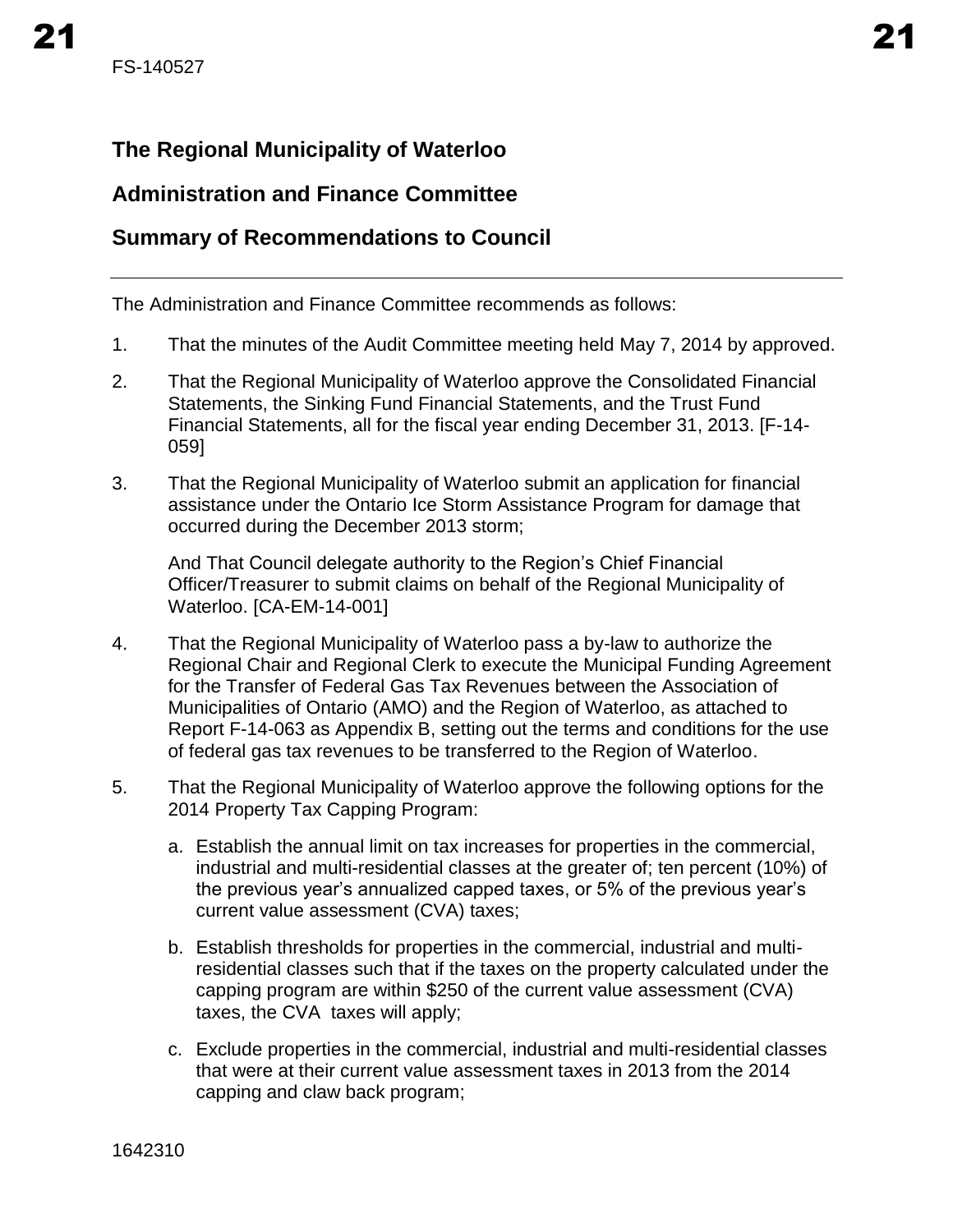## The Regional Municipality of Waterloo

## Administration and Finance Committee

## Summary of Recommendations to Council

---

The Administration and Finance Committee recommends as follows:

1. That the minutes of the Audit Committee meeting held May 7, 2014 by approved.

2. That the Regional Municipality of Waterloo approve the Consolidated Financial Statements, the Sinking Fund Financial Statements, and the Trust Fund Financial Statements, all for the fiscal year ending December 31, 2013. [F-14-059]

3. That the Regional Municipality of Waterloo submit an application for financial assistance under the Ontario Ice Storm Assistance Program for damage that occurred during the December 2013 storm;

   And That Council delegate authority to the Region's Chief Financial Officer/Treasurer to submit claims on behalf of the Regional Municipality of Waterloo. [CA-EM-14-001]

4. That the Regional Municipality of Waterloo pass a by-law to authorize the Regional Chair and Regional Clerk to execute the Municipal Funding Agreement for the Transfer of Federal Gas Tax Revenues between the Association of Municipalities of Ontario (AMO) and the Region of Waterloo, as attached to Report F-14-063 as Appendix B, setting out the terms and conditions for the use of federal gas tax revenues to be transferred to the Region of Waterloo.

5. That the Regional Municipality of Waterloo approve the following options for the 2014 Property Tax Capping Program:

   a. Establish the annual limit on tax increases for properties in the commercial, industrial and multi-residential classes at the greater of; ten percent (10%) of the previous year's annualized capped taxes, or 5% of the previous year's current value assessment (CVA) taxes;

   b. Establish thresholds for properties in the commercial, industrial and multi-residential classes such that if the taxes on the property calculated under the capping program are within $250 of the current value assessment (CVA) taxes, the CVA taxes will apply;

   c. Exclude properties in the commercial, industrial and multi-residential classes that were at their current value assessment taxes in 2013 from the 2014 capping and claw back program;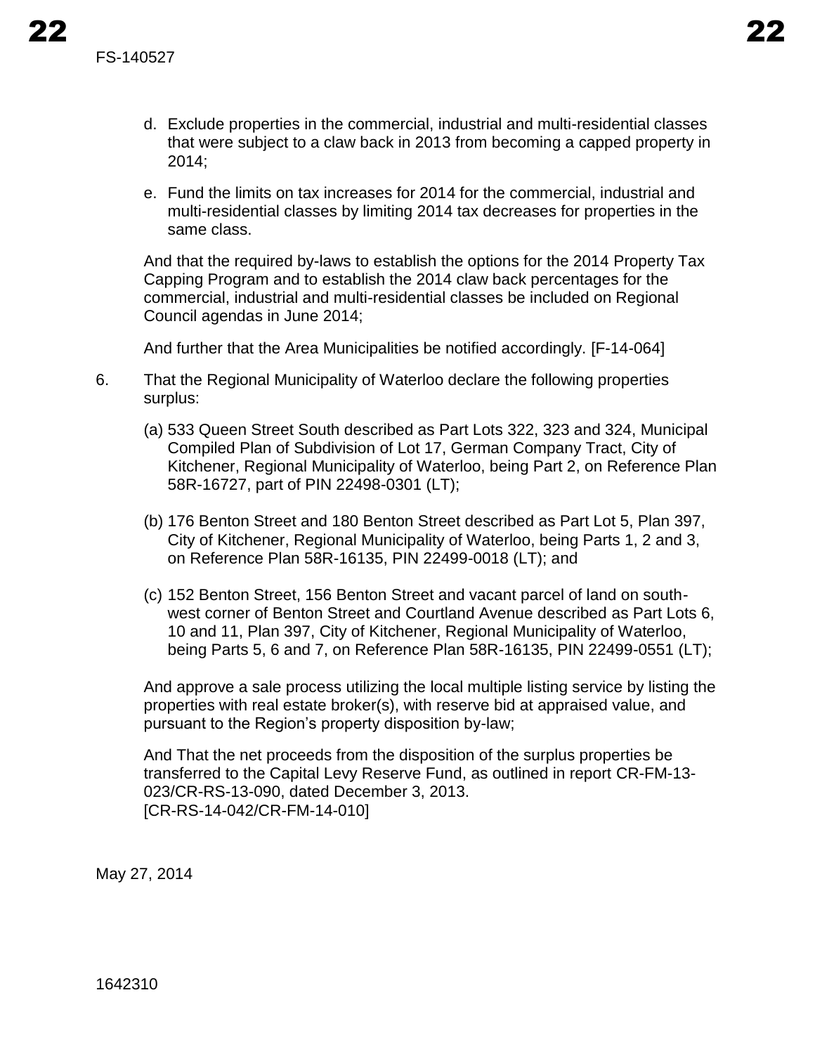d. Exclude properties in the commercial, industrial and multi-residential classes that were subject to a claw back in 2013 from becoming a capped property in 2014;

e. Fund the limits on tax increases for 2014 for the commercial, industrial and multi-residential classes by limiting 2014 tax decreases for properties in the same class.

And that the required by-laws to establish the options for the 2014 Property Tax Capping Program and to establish the 2014 claw back percentages for the commercial, industrial and multi-residential classes be included on Regional Council agendas in June 2014;

And further that the Area Municipalities be notified accordingly. [F-14-064]

6. That the Regional Municipality of Waterloo declare the following properties surplus:

   (a) 533 Queen Street South described as Part Lots 322, 323 and 324, Municipal Compiled Plan of Subdivision of Lot 17, German Company Tract, City of Kitchener, Regional Municipality of Waterloo, being Part 2, on Reference Plan 58R-16727, part of PIN 22498-0301 (LT);

   (b) 176 Benton Street and 180 Benton Street described as Part Lot 5, Plan 397, City of Kitchener, Regional Municipality of Waterloo, being Parts 1, 2 and 3, on Reference Plan 58R-16135, PIN 22499-0018 (LT); and

   (c) 152 Benton Street, 156 Benton Street and vacant parcel of land on south-west corner of Benton Street and Courtland Avenue described as Part Lots 6, 10 and 11, Plan 397, City of Kitchener, Regional Municipality of Waterloo, being Parts 5, 6 and 7, on Reference Plan 58R-16135, PIN 22499-0551 (LT);

   And approve a sale process utilizing the local multiple listing service by listing the properties with real estate broker(s), with reserve bid at appraised value, and pursuant to the Region's property disposition by-law;

   And That the net proceeds from the disposition of the surplus properties be transferred to the Capital Levy Reserve Fund, as outlined in report CR-FM-13-023/CR-RS-13-090, dated December 3, 2013.
   [CR-RS-14-042/CR-FM-14-010]

May 27, 2014

1642310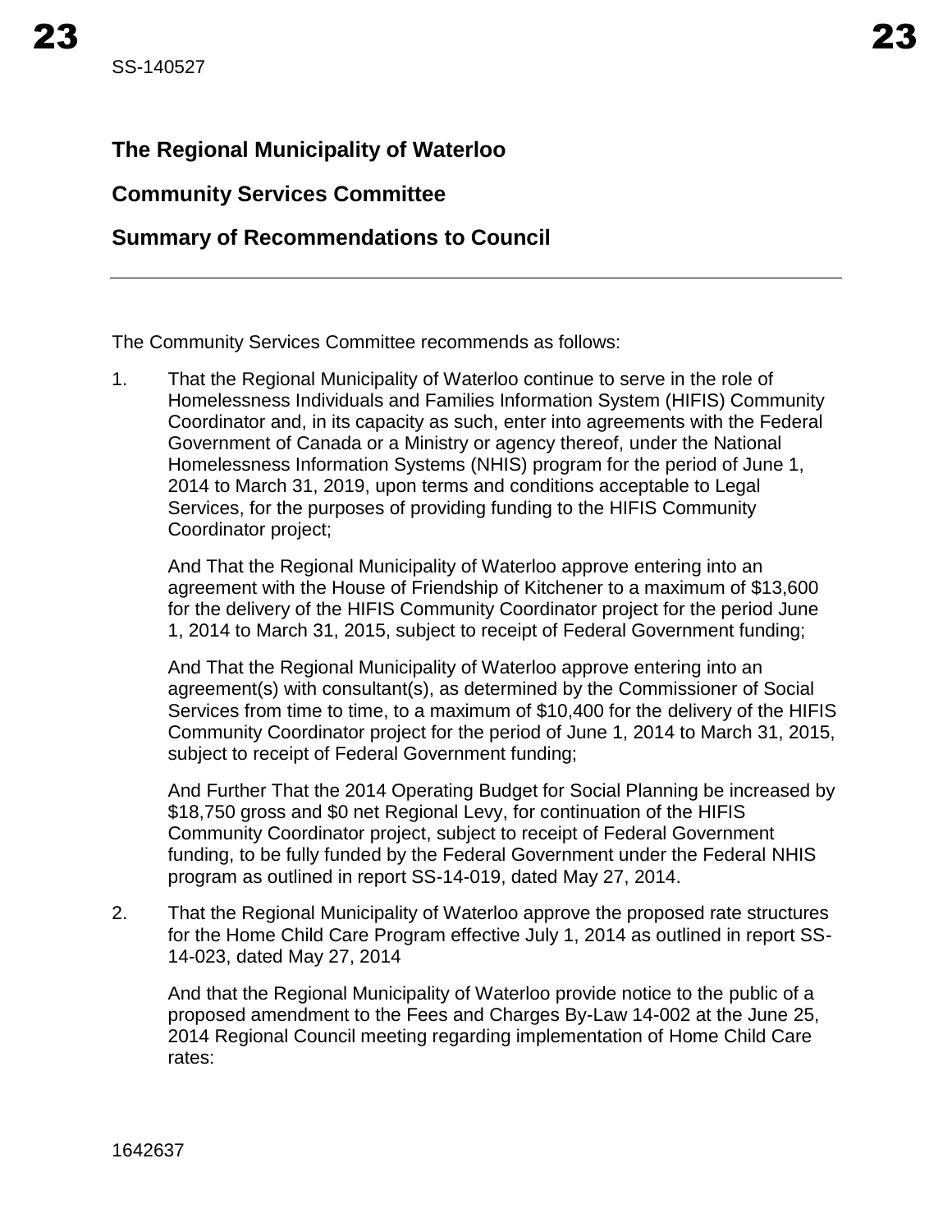SS-140527

# The Regional Municipality of Waterloo

## Community Services Committee

## Summary of Recommendations to Council

The Community Services Committee recommends as follows:

1. That the Regional Municipality of Waterloo continue to serve in the role of Homelessness Individuals and Families Information System (HIFIS) Community Coordinator and, in its capacity as such, enter into agreements with the Federal Government of Canada or a Ministry or agency thereof, under the National Homelessness Information Systems (NHIS) program for the period of June 1, 2014 to March 31, 2019, upon terms and conditions acceptable to Legal Services, for the purposes of providing funding to the HIFIS Community Coordinator project;

   And That the Regional Municipality of Waterloo approve entering into an agreement with the House of Friendship of Kitchener to a maximum of $13,600 for the delivery of the HIFIS Community Coordinator project for the period June 1, 2014 to March 31, 2015, subject to receipt of Federal Government funding;

   And That the Regional Municipality of Waterloo approve entering into an agreement(s) with consultant(s), as determined by the Commissioner of Social Services from time to time, to a maximum of $10,400 for the delivery of the HIFIS Community Coordinator project for the period of June 1, 2014 to March 31, 2015, subject to receipt of Federal Government funding;

   And Further That the 2014 Operating Budget for Social Planning be increased by $18,750 gross and $0 net Regional Levy, for continuation of the HIFIS Community Coordinator project, subject to receipt of Federal Government funding, to be fully funded by the Federal Government under the Federal NHIS program as outlined in report SS-14-019, dated May 27, 2014.

2. That the Regional Municipality of Waterloo approve the proposed rate structures for the Home Child Care Program effective July 1, 2014 as outlined in report SS-14-023, dated May 27, 2014

   And that the Regional Municipality of Waterloo provide notice to the public of a proposed amendment to the Fees and Charges By-Law 14-002 at the June 25, 2014 Regional Council meeting regarding implementation of Home Child Care rates:

1642637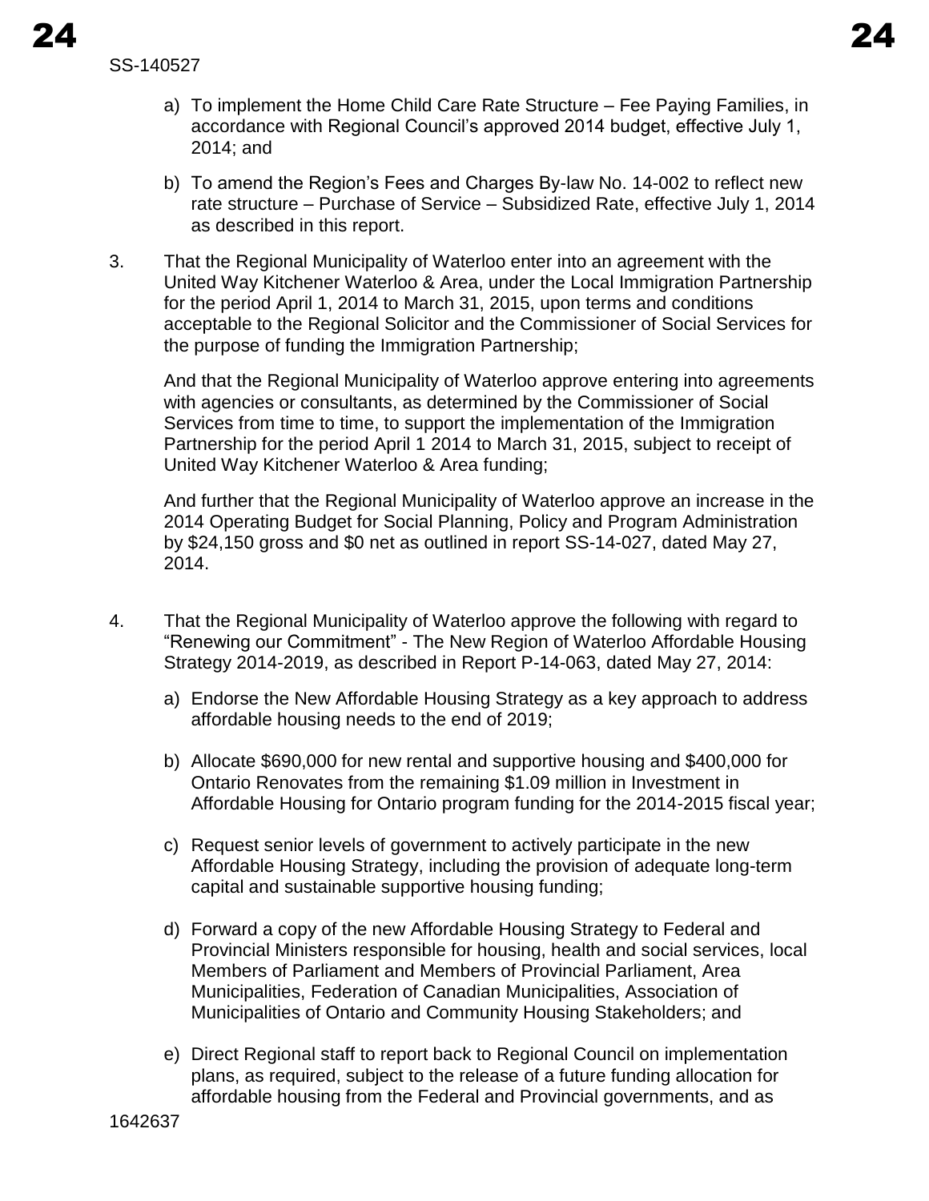a) To implement the Home Child Care Rate Structure – Fee Paying Families, in accordance with Regional Council's approved 2014 budget, effective July 1, 2014; and

b) To amend the Region's Fees and Charges By-law No. 14-002 to reflect new rate structure – Purchase of Service – Subsidized Rate, effective July 1, 2014 as described in this report.

3. That the Regional Municipality of Waterloo enter into an agreement with the United Way Kitchener Waterloo & Area, under the Local Immigration Partnership for the period April 1, 2014 to March 31, 2015, upon terms and conditions acceptable to the Regional Solicitor and the Commissioner of Social Services for the purpose of funding the Immigration Partnership;

   And that the Regional Municipality of Waterloo approve entering into agreements with agencies or consultants, as determined by the Commissioner of Social Services from time to time, to support the implementation of the Immigration Partnership for the period April 1 2014 to March 31, 2015, subject to receipt of United Way Kitchener Waterloo & Area funding;

   And further that the Regional Municipality of Waterloo approve an increase in the 2014 Operating Budget for Social Planning, Policy and Program Administration by $24,150 gross and $0 net as outlined in report SS-14-027, dated May 27, 2014.

4. That the Regional Municipality of Waterloo approve the following with regard to "Renewing our Commitment" - The New Region of Waterloo Affordable Housing Strategy 2014-2019, as described in Report P-14-063, dated May 27, 2014:

   a) Endorse the New Affordable Housing Strategy as a key approach to address affordable housing needs to the end of 2019;

   b) Allocate $690,000 for new rental and supportive housing and $400,000 for Ontario Renovates from the remaining $1.09 million in Investment in Affordable Housing for Ontario program funding for the 2014-2015 fiscal year;

   c) Request senior levels of government to actively participate in the new Affordable Housing Strategy, including the provision of adequate long-term capital and sustainable supportive housing funding;

   d) Forward a copy of the new Affordable Housing Strategy to Federal and Provincial Ministers responsible for housing, health and social services, local Members of Parliament and Members of Provincial Parliament, Area Municipalities, Federation of Canadian Municipalities, Association of Municipalities of Ontario and Community Housing Stakeholders; and

   e) Direct Regional staff to report back to Regional Council on implementation plans, as required, subject to the release of a future funding allocation for affordable housing from the Federal and Provincial governments, and as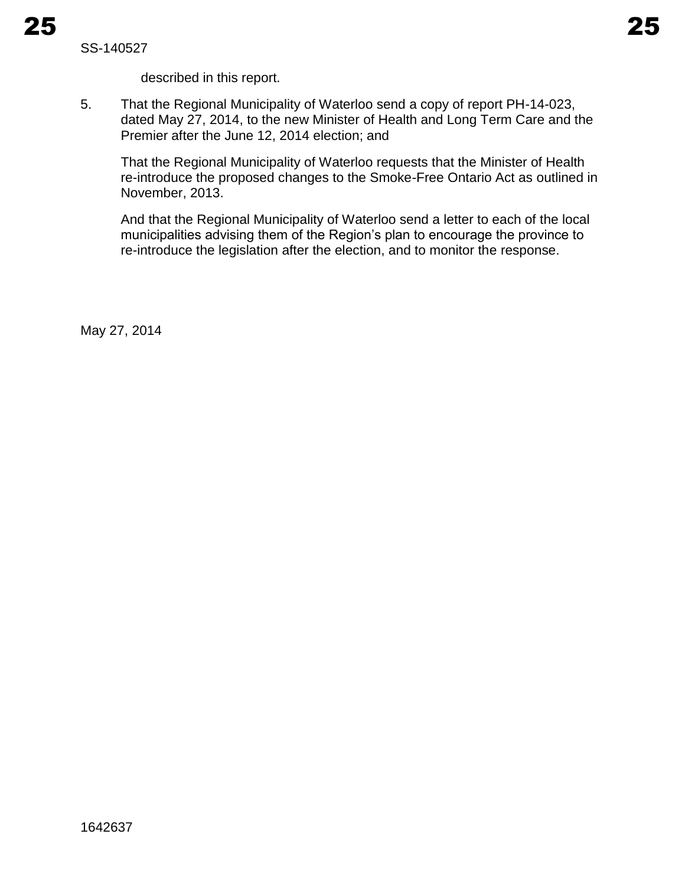described in this report.

5. That the Regional Municipality of Waterloo send a copy of report PH-14-023, dated May 27, 2014, to the new Minister of Health and Long Term Care and the Premier after the June 12, 2014 election; and

   That the Regional Municipality of Waterloo requests that the Minister of Health re-introduce the proposed changes to the Smoke-Free Ontario Act as outlined in November, 2013.

   And that the Regional Municipality of Waterloo send a letter to each of the local municipalities advising them of the Region's plan to encourage the province to re-introduce the legislation after the election, and to monitor the response.

May 27, 2014